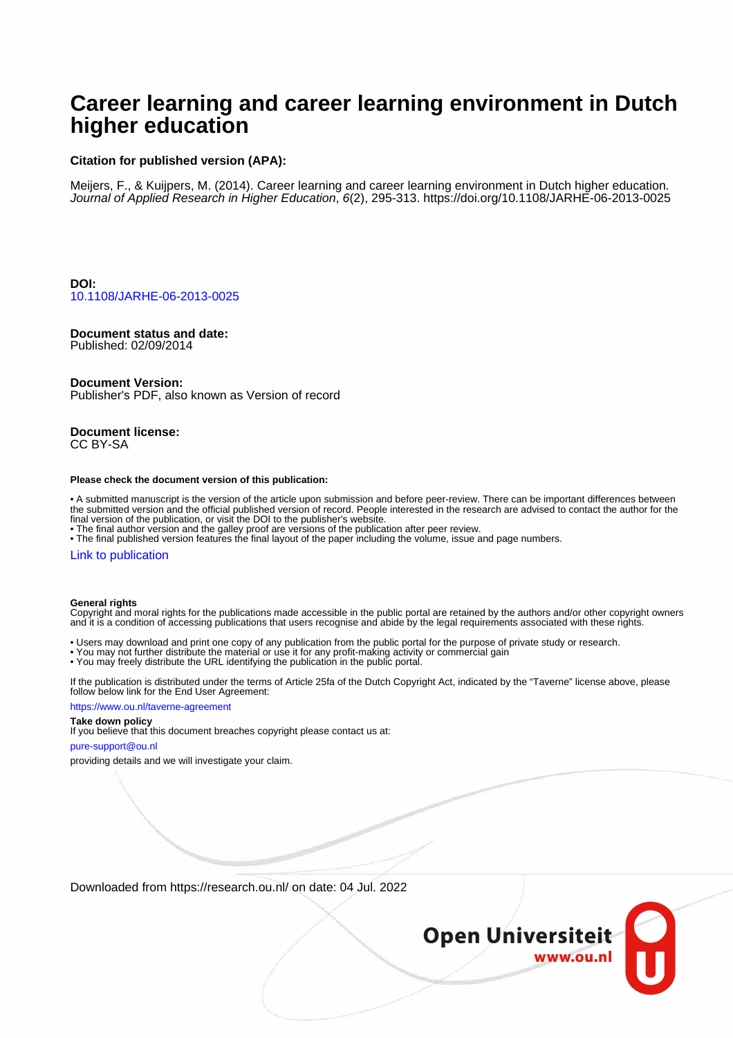# Career learning and career learning environment in Dutch higher education

**Citation for published version (APA):**

Meijers, F., & Kuijpers, M. (2014). Career learning and career learning environment in Dutch higher education. *Journal of Applied Research in Higher Education*, *6*(2), 295-313. https://doi.org/10.1108/JARHE-06-2013-0025

**DOI:**
10.1108/JARHE-06-2013-0025

**Document status and date:**
Published: 02/09/2014

**Document Version:**
Publisher's PDF, also known as Version of record

**Document license:**
CC BY-SA

**Please check the document version of this publication:**

• A submitted manuscript is the version of the article upon submission and before peer-review. There can be important differences between the submitted version and the official published version of record. People interested in the research are advised to contact the author for the final version of the publication, or visit the DOI to the publisher's website.
• The final author version and the galley proof are versions of the publication after peer review.
• The final published version features the final layout of the paper including the volume, issue and page numbers.

Link to publication

**General rights**
Copyright and moral rights for the publications made accessible in the public portal are retained by the authors and/or other copyright owners and it is a condition of accessing publications that users recognise and abide by the legal requirements associated with these rights.

• Users may download and print one copy of any publication from the public portal for the purpose of private study or research.
• You may not further distribute the material or use it for any profit-making activity or commercial gain
• You may freely distribute the URL identifying the publication in the public portal.

If the publication is distributed under the terms of Article 25fa of the Dutch Copyright Act, indicated by the "Taverne" license above, please follow below link for the End User Agreement:

https://www.ou.nl/taverne-agreement

**Take down policy**
If you believe that this document breaches copyright please contact us at:

pure-support@ou.nl

providing details and we will investigate your claim.

Downloaded from https://research.ou.nl/ on date: 04 Jul. 2022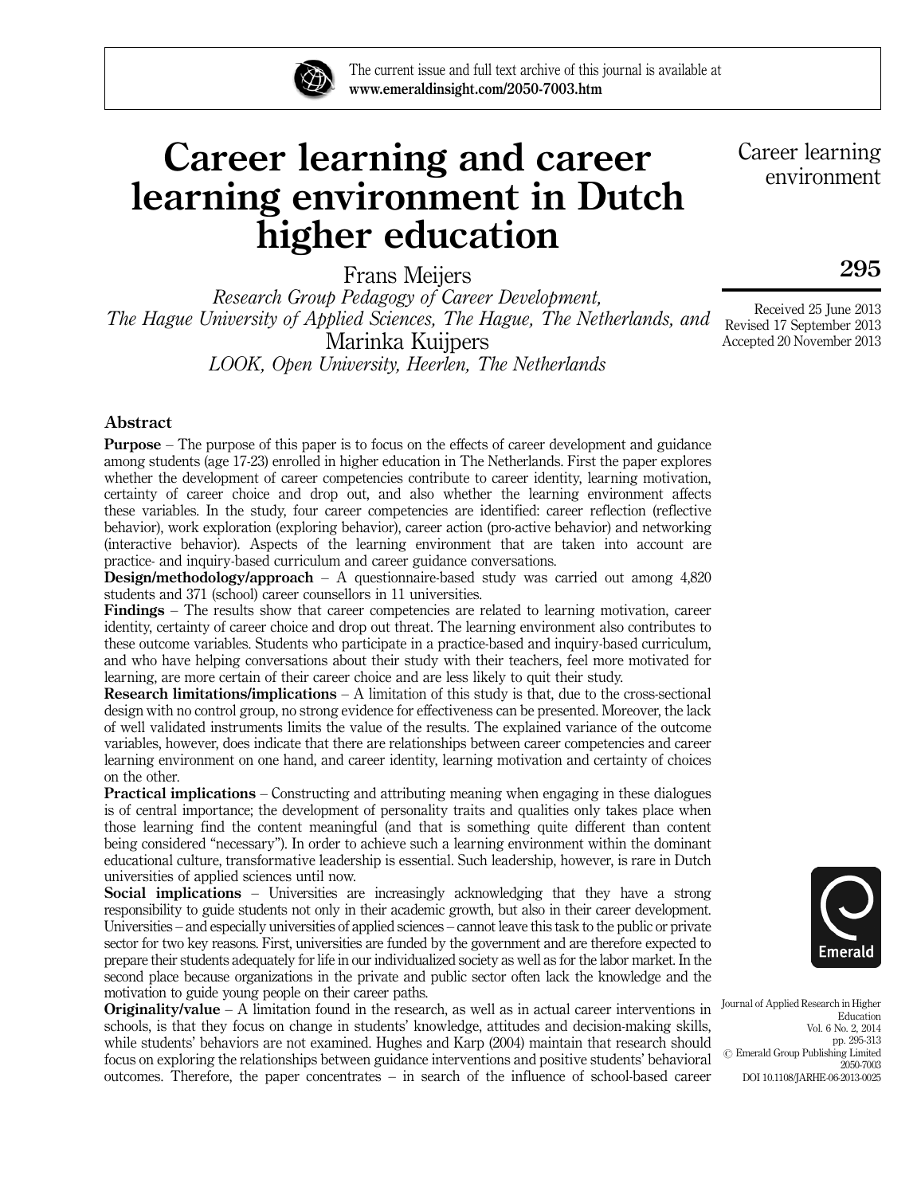# Career learning and career learning environment in Dutch higher education

Frans Meijers

*Research Group Pedagogy of Career Development, The Hague University of Applied Sciences, The Hague, The Netherlands, and*

Marinka Kuijpers

*LOOK, Open University, Heerlen, The Netherlands*

Received 25 June 2013
Revised 17 September 2013
Accepted 20 November 2013

## Abstract

**Purpose** – The purpose of this paper is to focus on the effects of career development and guidance among students (age 17-23) enrolled in higher education in The Netherlands. First the paper explores whether the development of career competencies contribute to career identity, learning motivation, certainty of career choice and drop out, and also whether the learning environment affects these variables. In the study, four career competencies are identified: career reflection (reflective behavior), work exploration (exploring behavior), career action (pro-active behavior) and networking (interactive behavior). Aspects of the learning environment that are taken into account are practice- and inquiry-based curriculum and career guidance conversations.

**Design/methodology/approach** – A questionnaire-based study was carried out among 4,820 students and 371 (school) career counsellors in 11 universities.

**Findings** – The results show that career competencies are related to learning motivation, career identity, certainty of career choice and drop out threat. The learning environment also contributes to these outcome variables. Students who participate in a practice-based and inquiry-based curriculum, and who have helping conversations about their study with their teachers, feel more motivated for learning, are more certain of their career choice and are less likely to quit their study.

**Research limitations/implications** – A limitation of this study is that, due to the cross-sectional design with no control group, no strong evidence for effectiveness can be presented. Moreover, the lack of well validated instruments limits the value of the results. The explained variance of the outcome variables, however, does indicate that there are relationships between career competencies and career learning environment on one hand, and career identity, learning motivation and certainty of choices on the other.

**Practical implications** – Constructing and attributing meaning when engaging in these dialogues is of central importance; the development of personality traits and qualities only takes place when those learning find the content meaningful (and that is something quite different than content being considered "necessary"). In order to achieve such a learning environment within the dominant educational culture, transformative leadership is essential. Such leadership, however, is rare in Dutch universities of applied sciences until now.

**Social implications** – Universities are increasingly acknowledging that they have a strong responsibility to guide students not only in their academic growth, but also in their career development. Universities – and especially universities of applied sciences – cannot leave this task to the public or private sector for two key reasons. First, universities are funded by the government and are therefore expected to prepare their students adequately for life in our individualized society as well as for the labor market. In the second place because organizations in the private and public sector often lack the knowledge and the motivation to guide young people on their career paths.

**Originality/value** – A limitation found in the research, as well as in actual career interventions in schools, is that they focus on change in students' knowledge, attitudes and decision-making skills, while students' behaviors are not examined. Hughes and Karp (2004) maintain that research should focus on exploring the relationships between guidance interventions and positive students' behavioral outcomes. Therefore, the paper concentrates – in search of the influence of school-based career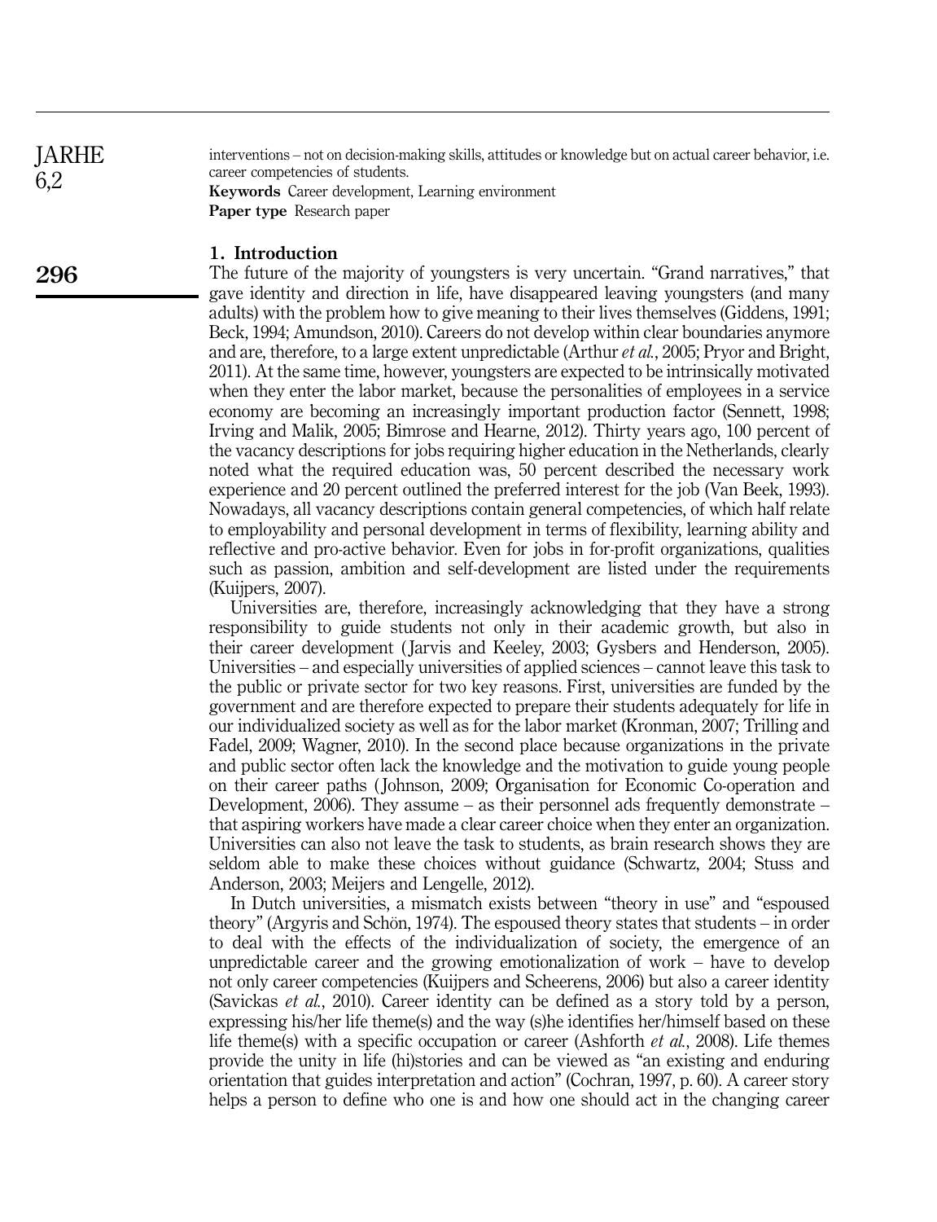interventions – not on decision-making skills, attitudes or knowledge but on actual career behavior, i.e. career competencies of students.

**Keywords** Career development, Learning environment

**Paper type** Research paper

## 1. Introduction

The future of the majority of youngsters is very uncertain. "Grand narratives," that gave identity and direction in life, have disappeared leaving youngsters (and many adults) with the problem how to give meaning to their lives themselves (Giddens, 1991; Beck, 1994; Amundson, 2010). Careers do not develop within clear boundaries anymore and are, therefore, to a large extent unpredictable (Arthur *et al.*, 2005; Pryor and Bright, 2011). At the same time, however, youngsters are expected to be intrinsically motivated when they enter the labor market, because the personalities of employees in a service economy are becoming an increasingly important production factor (Sennett, 1998; Irving and Malik, 2005; Bimrose and Hearne, 2012). Thirty years ago, 100 percent of the vacancy descriptions for jobs requiring higher education in the Netherlands, clearly noted what the required education was, 50 percent described the necessary work experience and 20 percent outlined the preferred interest for the job (Van Beek, 1993). Nowadays, all vacancy descriptions contain general competencies, of which half relate to employability and personal development in terms of flexibility, learning ability and reflective and pro-active behavior. Even for jobs in for-profit organizations, qualities such as passion, ambition and self-development are listed under the requirements (Kuijpers, 2007).

Universities are, therefore, increasingly acknowledging that they have a strong responsibility to guide students not only in their academic growth, but also in their career development (Jarvis and Keeley, 2003; Gysbers and Henderson, 2005). Universities – and especially universities of applied sciences – cannot leave this task to the public or private sector for two key reasons. First, universities are funded by the government and are therefore expected to prepare their students adequately for life in our individualized society as well as for the labor market (Kronman, 2007; Trilling and Fadel, 2009; Wagner, 2010). In the second place because organizations in the private and public sector often lack the knowledge and the motivation to guide young people on their career paths (Johnson, 2009; Organisation for Economic Co-operation and Development, 2006). They assume – as their personnel ads frequently demonstrate – that aspiring workers have made a clear career choice when they enter an organization. Universities can also not leave the task to students, as brain research shows they are seldom able to make these choices without guidance (Schwartz, 2004; Stuss and Anderson, 2003; Meijers and Lengelle, 2012).

In Dutch universities, a mismatch exists between "theory in use" and "espoused theory" (Argyris and Schön, 1974). The espoused theory states that students – in order to deal with the effects of the individualization of society, the emergence of an unpredictable career and the growing emotionalization of work – have to develop not only career competencies (Kuijpers and Scheerens, 2006) but also a career identity (Savickas *et al.*, 2010). Career identity can be defined as a story told by a person, expressing his/her life theme(s) and the way (s)he identifies her/himself based on these life theme(s) with a specific occupation or career (Ashforth *et al.*, 2008). Life themes provide the unity in life (hi)stories and can be viewed as "an existing and enduring orientation that guides interpretation and action" (Cochran, 1997, p. 60). A career story helps a person to define who one is and how one should act in the changing career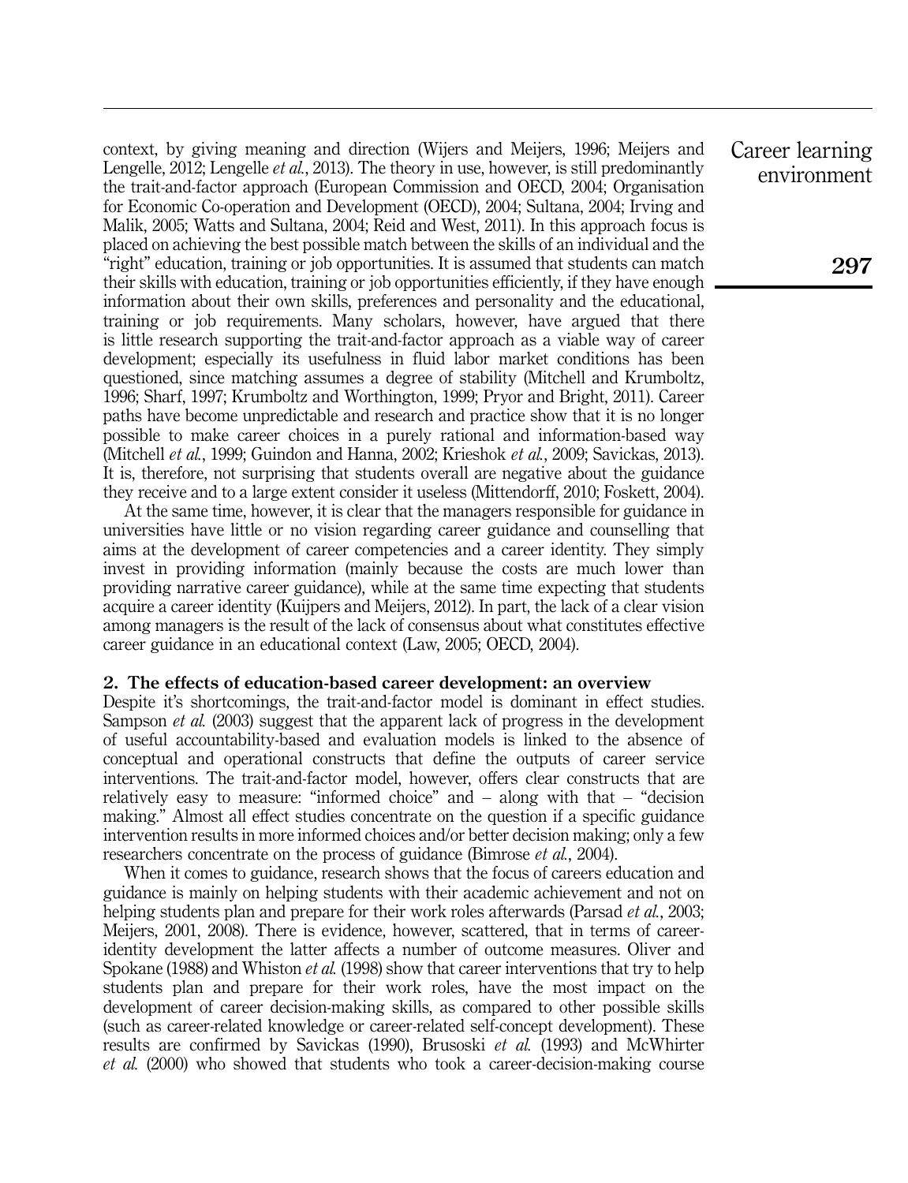context, by giving meaning and direction (Wijers and Meijers, 1996; Meijers and Lengelle, 2012; Lengelle *et al.*, 2013). The theory in use, however, is still predominantly the trait-and-factor approach (European Commission and OECD, 2004; Organisation for Economic Co-operation and Development (OECD), 2004; Sultana, 2004; Irving and Malik, 2005; Watts and Sultana, 2004; Reid and West, 2011). In this approach focus is placed on achieving the best possible match between the skills of an individual and the "right" education, training or job opportunities. It is assumed that students can match their skills with education, training or job opportunities efficiently, if they have enough information about their own skills, preferences and personality and the educational, training or job requirements. Many scholars, however, have argued that there is little research supporting the trait-and-factor approach as a viable way of career development; especially its usefulness in fluid labor market conditions has been questioned, since matching assumes a degree of stability (Mitchell and Krumboltz, 1996; Sharf, 1997; Krumboltz and Worthington, 1999; Pryor and Bright, 2011). Career paths have become unpredictable and research and practice show that it is no longer possible to make career choices in a purely rational and information-based way (Mitchell *et al.*, 1999; Guindon and Hanna, 2002; Krieshok *et al.*, 2009; Savickas, 2013). It is, therefore, not surprising that students overall are negative about the guidance they receive and to a large extent consider it useless (Mittendorff, 2010; Foskett, 2004).

At the same time, however, it is clear that the managers responsible for guidance in universities have little or no vision regarding career guidance and counselling that aims at the development of career competencies and a career identity. They simply invest in providing information (mainly because the costs are much lower than providing narrative career guidance), while at the same time expecting that students acquire a career identity (Kuijpers and Meijers, 2012). In part, the lack of a clear vision among managers is the result of the lack of consensus about what constitutes effective career guidance in an educational context (Law, 2005; OECD, 2004).

## 2. The effects of education-based career development: an overview

Despite it's shortcomings, the trait-and-factor model is dominant in effect studies. Sampson *et al.* (2003) suggest that the apparent lack of progress in the development of useful accountability-based and evaluation models is linked to the absence of conceptual and operational constructs that define the outputs of career service interventions. The trait-and-factor model, however, offers clear constructs that are relatively easy to measure: "informed choice" and – along with that – "decision making." Almost all effect studies concentrate on the question if a specific guidance intervention results in more informed choices and/or better decision making; only a few researchers concentrate on the process of guidance (Bimrose *et al.*, 2004).

When it comes to guidance, research shows that the focus of careers education and guidance is mainly on helping students with their academic achievement and not on helping students plan and prepare for their work roles afterwards (Parsad *et al.*, 2003; Meijers, 2001, 2008). There is evidence, however, scattered, that in terms of career-identity development the latter affects a number of outcome measures. Oliver and Spokane (1988) and Whiston *et al.* (1998) show that career interventions that try to help students plan and prepare for their work roles, have the most impact on the development of career decision-making skills, as compared to other possible skills (such as career-related knowledge or career-related self-concept development). These results are confirmed by Savickas (1990), Brusoski *et al.* (1993) and McWhirter *et al.* (2000) who showed that students who took a career-decision-making course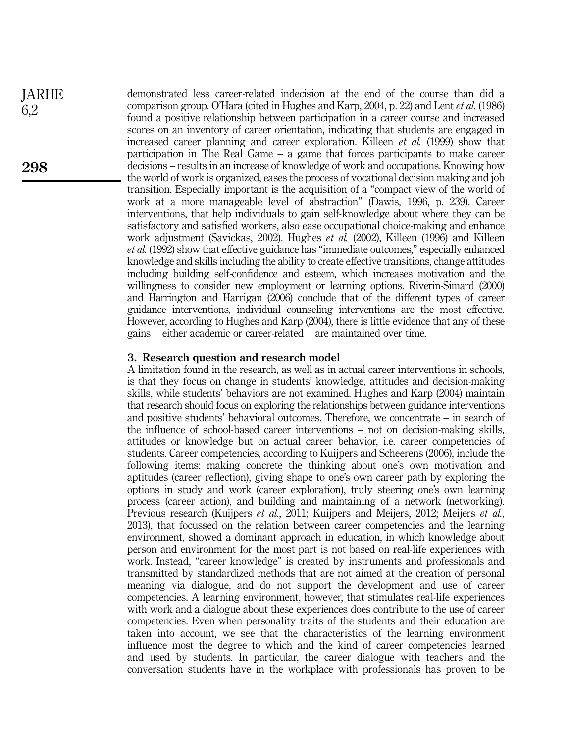demonstrated less career-related indecision at the end of the course than did a comparison group. O'Hara (cited in Hughes and Karp, 2004, p. 22) and Lent *et al.* (1986) found a positive relationship between participation in a career course and increased scores on an inventory of career orientation, indicating that students are engaged in increased career planning and career exploration. Killeen *et al.* (1999) show that participation in The Real Game – a game that forces participants to make career decisions – results in an increase of knowledge of work and occupations. Knowing how the world of work is organized, eases the process of vocational decision making and job transition. Especially important is the acquisition of a "compact view of the world of work at a more manageable level of abstraction" (Dawis, 1996, p. 239). Career interventions, that help individuals to gain self-knowledge about where they can be satisfactory and satisfied workers, also ease occupational choice-making and enhance work adjustment (Savickas, 2002). Hughes *et al.* (2002), Killeen (1996) and Killeen *et al.* (1992) show that effective guidance has "immediate outcomes," especially enhanced knowledge and skills including the ability to create effective transitions, change attitudes including building self-confidence and esteem, which increases motivation and the willingness to consider new employment or learning options. Riverin-Simard (2000) and Harrington and Harrigan (2006) conclude that of the different types of career guidance interventions, individual counseling interventions are the most effective. However, according to Hughes and Karp (2004), there is little evidence that any of these gains – either academic or career-related – are maintained over time.

## 3. Research question and research model

A limitation found in the research, as well as in actual career interventions in schools, is that they focus on change in students' knowledge, attitudes and decision-making skills, while students' behaviors are not examined. Hughes and Karp (2004) maintain that research should focus on exploring the relationships between guidance interventions and positive students' behavioral outcomes. Therefore, we concentrate – in search of the influence of school-based career interventions – not on decision-making skills, attitudes or knowledge but on actual career behavior, i.e. career competencies of students. Career competencies, according to Kuijpers and Scheerens (2006), include the following items: making concrete the thinking about one's own motivation and aptitudes (career reflection), giving shape to one's own career path by exploring the options in study and work (career exploration), truly steering one's own learning process (career action), and building and maintaining of a network (networking). Previous research (Kuijpers *et al.*, 2011; Kuijpers and Meijers, 2012; Meijers *et al.*, 2013), that focussed on the relation between career competencies and the learning environment, showed a dominant approach in education, in which knowledge about person and environment for the most part is not based on real-life experiences with work. Instead, "career knowledge" is created by instruments and professionals and transmitted by standardized methods that are not aimed at the creation of personal meaning via dialogue, and do not support the development and use of career competencies. A learning environment, however, that stimulates real-life experiences with work and a dialogue about these experiences does contribute to the use of career competencies. Even when personality traits of the students and their education are taken into account, we see that the characteristics of the learning environment influence most the degree to which and the kind of career competencies learned and used by students. In particular, the career dialogue with teachers and the conversation students have in the workplace with professionals has proven to be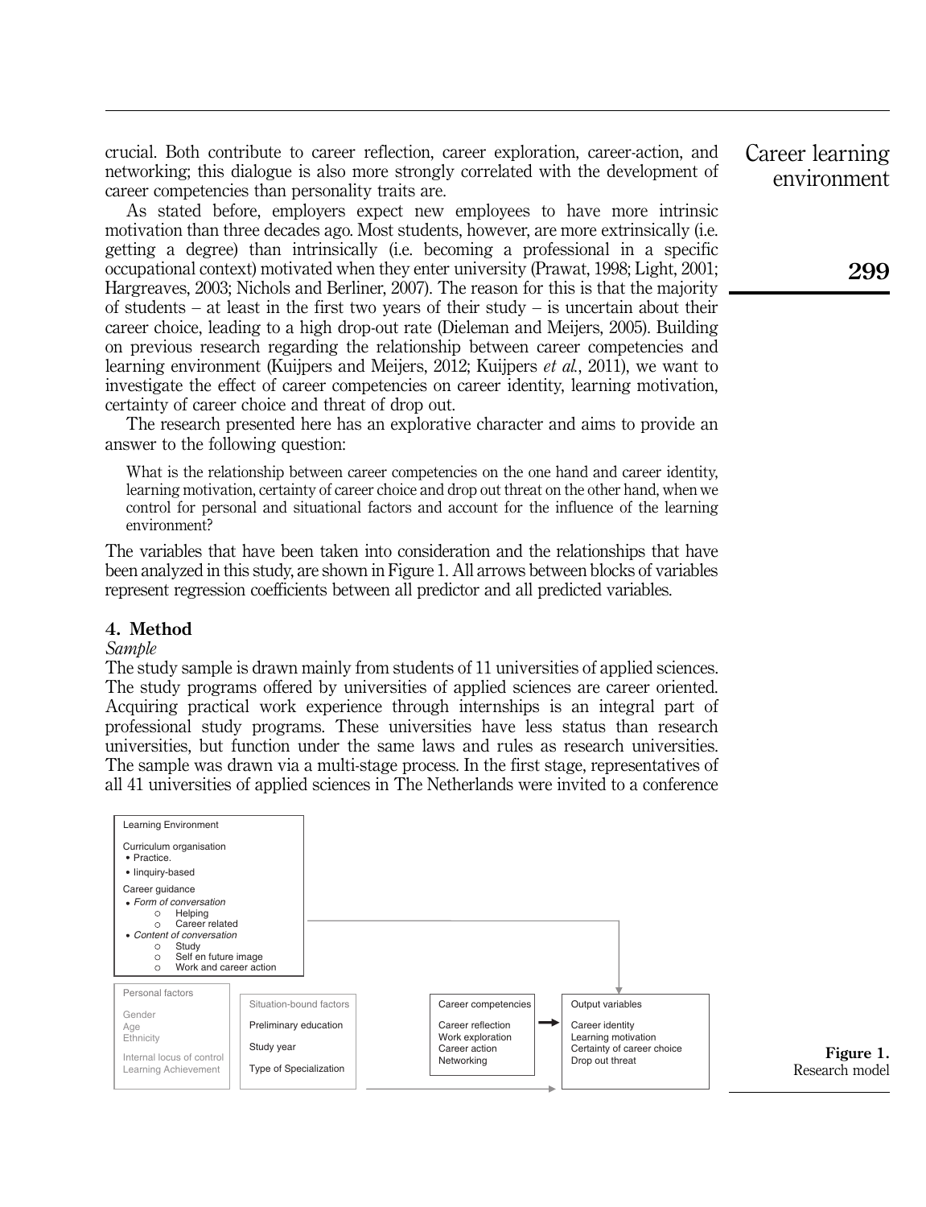crucial. Both contribute to career reflection, career exploration, career-action, and networking; this dialogue is also more strongly correlated with the development of career competencies than personality traits are.

As stated before, employers expect new employees to have more intrinsic motivation than three decades ago. Most students, however, are more extrinsically (i.e. getting a degree) than intrinsically (i.e. becoming a professional in a specific occupational context) motivated when they enter university (Prawat, 1998; Light, 2001; Hargreaves, 2003; Nichols and Berliner, 2007). The reason for this is that the majority of students – at least in the first two years of their study – is uncertain about their career choice, leading to a high drop-out rate (Dieleman and Meijers, 2005). Building on previous research regarding the relationship between career competencies and learning environment (Kuijpers and Meijers, 2012; Kuijpers *et al.*, 2011), we want to investigate the effect of career competencies on career identity, learning motivation, certainty of career choice and threat of drop out.

The research presented here has an explorative character and aims to provide an answer to the following question:

> What is the relationship between career competencies on the one hand and career identity, learning motivation, certainty of career choice and drop out threat on the other hand, when we control for personal and situational factors and account for the influence of the learning environment?

The variables that have been taken into consideration and the relationships that have been analyzed in this study, are shown in Figure 1. All arrows between blocks of variables represent regression coefficients between all predictor and all predicted variables.

## 4. Method

### *Sample*

The study sample is drawn mainly from students of 11 universities of applied sciences. The study programs offered by universities of applied sciences are career oriented. Acquiring practical work experience through internships is an integral part of professional study programs. These universities have less status than research universities, but function under the same laws and rules as research universities. The sample was drawn via a multi-stage process. In the first stage, representatives of all 41 universities of applied sciences in The Netherlands were invited to a conference

Learning Environment

Curriculum organisation
- Practice.
- Iinquiry-based

Career guidance
- *Form of conversation*
  - Helping
  - Career related
- *Content of conversation*
  - Study
  - Self en future image
  - Work and career action

Personal factors
Gender
Age
Ethnicity
Internal locus of control
Learning Achievement

Situation-bound factors
Preliminary education
Study year
Type of Specialization

Career competencies
Career reflection
Work exploration
Career action
Networking

Output variables
Career identity
Learning motivation
Certainty of career choice
Drop out threat

**Figure 1.** Research model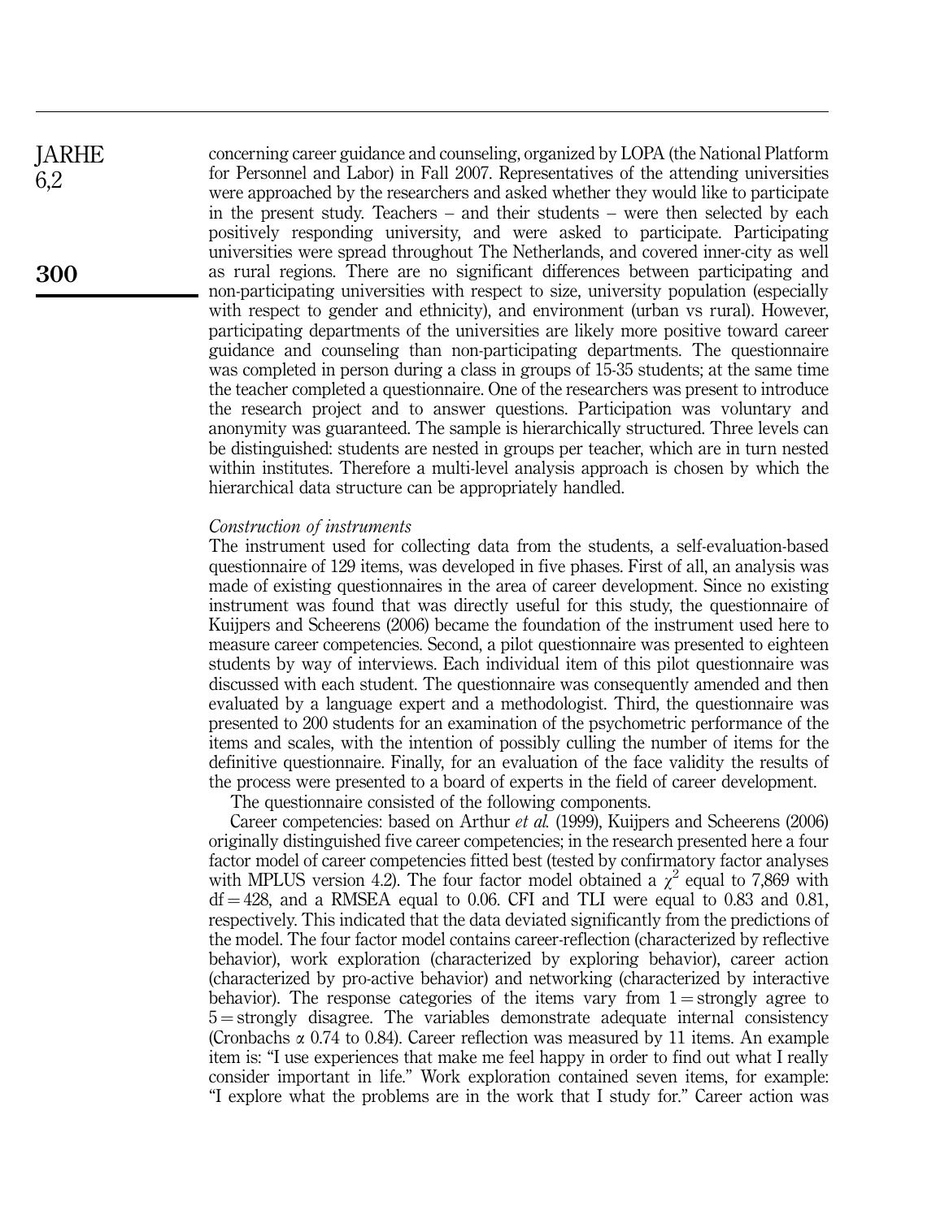concerning career guidance and counseling, organized by LOPA (the National Platform for Personnel and Labor) in Fall 2007. Representatives of the attending universities were approached by the researchers and asked whether they would like to participate in the present study. Teachers – and their students – were then selected by each positively responding university, and were asked to participate. Participating universities were spread throughout The Netherlands, and covered inner-city as well as rural regions. There are no significant differences between participating and non-participating universities with respect to size, university population (especially with respect to gender and ethnicity), and environment (urban vs rural). However, participating departments of the universities are likely more positive toward career guidance and counseling than non-participating departments. The questionnaire was completed in person during a class in groups of 15-35 students; at the same time the teacher completed a questionnaire. One of the researchers was present to introduce the research project and to answer questions. Participation was voluntary and anonymity was guaranteed. The sample is hierarchically structured. Three levels can be distinguished: students are nested in groups per teacher, which are in turn nested within institutes. Therefore a multi-level analysis approach is chosen by which the hierarchical data structure can be appropriately handled.

*Construction of instruments*

The instrument used for collecting data from the students, a self-evaluation-based questionnaire of 129 items, was developed in five phases. First of all, an analysis was made of existing questionnaires in the area of career development. Since no existing instrument was found that was directly useful for this study, the questionnaire of Kuijpers and Scheerens (2006) became the foundation of the instrument used here to measure career competencies. Second, a pilot questionnaire was presented to eighteen students by way of interviews. Each individual item of this pilot questionnaire was discussed with each student. The questionnaire was consequently amended and then evaluated by a language expert and a methodologist. Third, the questionnaire was presented to 200 students for an examination of the psychometric performance of the items and scales, with the intention of possibly culling the number of items for the definitive questionnaire. Finally, for an evaluation of the face validity the results of the process were presented to a board of experts in the field of career development.

The questionnaire consisted of the following components.

Career competencies: based on Arthur *et al.* (1999), Kuijpers and Scheerens (2006) originally distinguished five career competencies; in the research presented here a four factor model of career competencies fitted best (tested by confirmatory factor analyses with MPLUS version 4.2). The four factor model obtained a $\chi^2$ equal to 7,869 with $\mathrm{df} = 428$, and a RMSEA equal to 0.06. CFI and TLI were equal to 0.83 and 0.81, respectively. This indicated that the data deviated significantly from the predictions of the model. The four factor model contains career-reflection (characterized by reflective behavior), work exploration (characterized by exploring behavior), career action (characterized by pro-active behavior) and networking (characterized by interactive behavior). The response categories of the items vary from 1 = strongly agree to 5 = strongly disagree. The variables demonstrate adequate internal consistency (Cronbachs $\alpha$ 0.74 to 0.84). Career reflection was measured by 11 items. An example item is: "I use experiences that make me feel happy in order to find out what I really consider important in life." Work exploration contained seven items, for example: "I explore what the problems are in the work that I study for." Career action was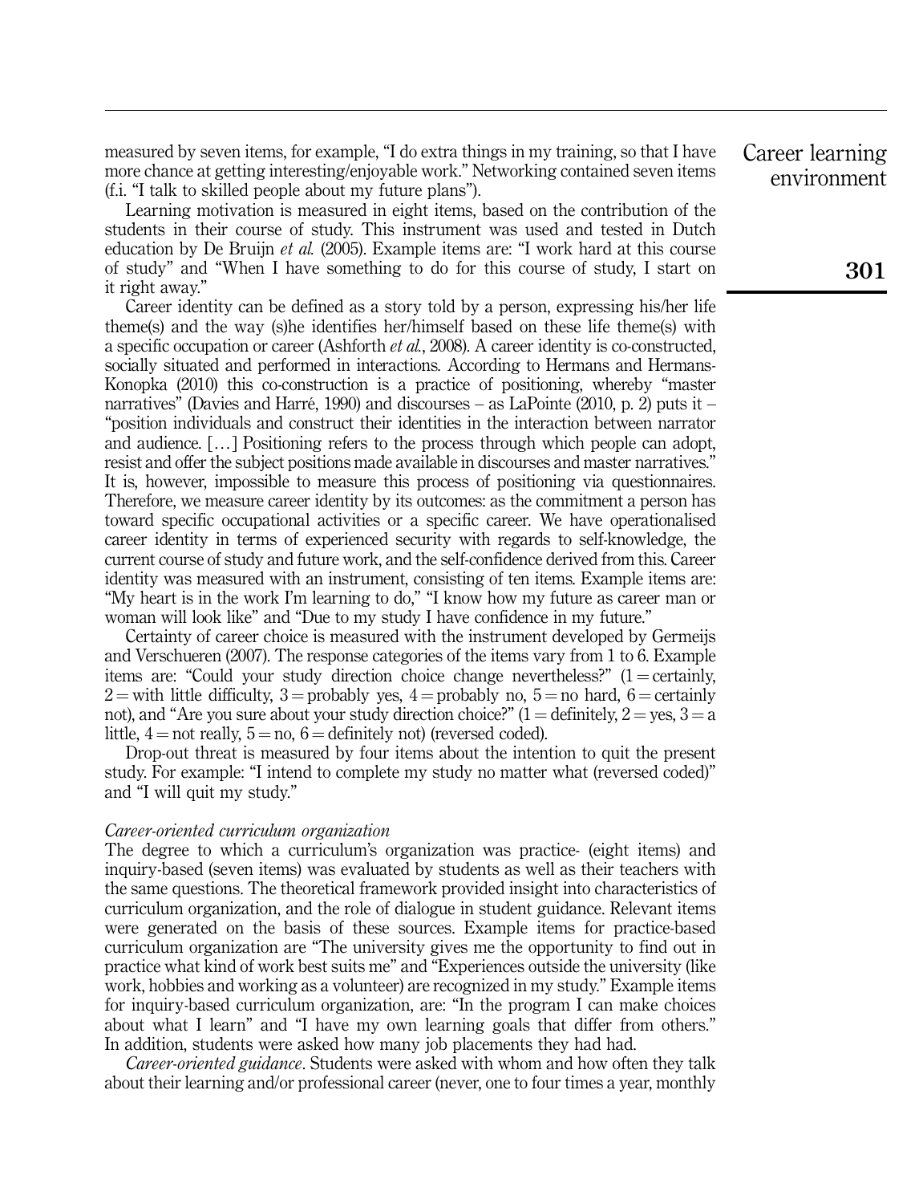measured by seven items, for example, "I do extra things in my training, so that I have more chance at getting interesting/enjoyable work." Networking contained seven items (f.i. "I talk to skilled people about my future plans").

Learning motivation is measured in eight items, based on the contribution of the students in their course of study. This instrument was used and tested in Dutch education by De Bruijn *et al.* (2005). Example items are: "I work hard at this course of study" and "When I have something to do for this course of study, I start on it right away."

Career identity can be defined as a story told by a person, expressing his/her life theme(s) and the way (s)he identifies her/himself based on these life theme(s) with a specific occupation or career (Ashforth *et al.*, 2008). A career identity is co-constructed, socially situated and performed in interactions. According to Hermans and Hermans-Konopka (2010) this co-construction is a practice of positioning, whereby "master narratives" (Davies and Harré, 1990) and discourses – as LaPointe (2010, p. 2) puts it – "position individuals and construct their identities in the interaction between narrator and audience. […] Positioning refers to the process through which people can adopt, resist and offer the subject positions made available in discourses and master narratives." It is, however, impossible to measure this process of positioning via questionnaires. Therefore, we measure career identity by its outcomes: as the commitment a person has toward specific occupational activities or a specific career. We have operationalised career identity in terms of experienced security with regards to self-knowledge, the current course of study and future work, and the self-confidence derived from this. Career identity was measured with an instrument, consisting of ten items. Example items are: "My heart is in the work I'm learning to do," "I know how my future as career man or woman will look like" and "Due to my study I have confidence in my future."

Certainty of career choice is measured with the instrument developed by Germeijs and Verschueren (2007). The response categories of the items vary from 1 to 6. Example items are: "Could your study direction choice change nevertheless?" (1 = certainly, 2 = with little difficulty, 3 = probably yes, 4 = probably no, 5 = no hard, 6 = certainly not), and "Are you sure about your study direction choice?" (1 = definitely, 2 = yes, 3 = a little, 4 = not really, 5 = no, 6 = definitely not) (reversed coded).

Drop-out threat is measured by four items about the intention to quit the present study. For example: "I intend to complete my study no matter what (reversed coded)" and "I will quit my study."

*Career-oriented curriculum organization*

The degree to which a curriculum's organization was practice- (eight items) and inquiry-based (seven items) was evaluated by students as well as their teachers with the same questions. The theoretical framework provided insight into characteristics of curriculum organization, and the role of dialogue in student guidance. Relevant items were generated on the basis of these sources. Example items for practice-based curriculum organization are "The university gives me the opportunity to find out in practice what kind of work best suits me" and "Experiences outside the university (like work, hobbies and working as a volunteer) are recognized in my study." Example items for inquiry-based curriculum organization, are: "In the program I can make choices about what I learn" and "I have my own learning goals that differ from others." In addition, students were asked how many job placements they had had.

*Career-oriented guidance*. Students were asked with whom and how often they talk about their learning and/or professional career (never, one to four times a year, monthly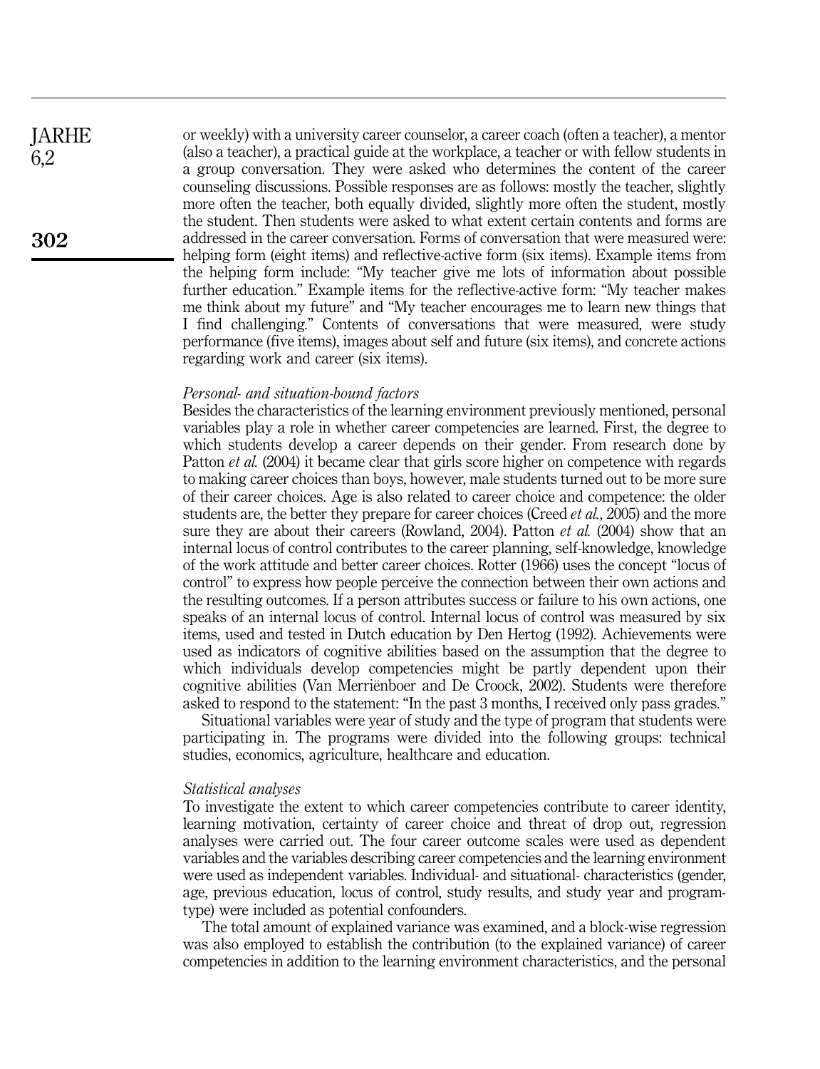or weekly) with a university career counselor, a career coach (often a teacher), a mentor (also a teacher), a practical guide at the workplace, a teacher or with fellow students in a group conversation. They were asked who determines the content of the career counseling discussions. Possible responses are as follows: mostly the teacher, slightly more often the teacher, both equally divided, slightly more often the student, mostly the student. Then students were asked to what extent certain contents and forms are addressed in the career conversation. Forms of conversation that were measured were: helping form (eight items) and reflective-active form (six items). Example items from the helping form include: "My teacher give me lots of information about possible further education." Example items for the reflective-active form: "My teacher makes me think about my future" and "My teacher encourages me to learn new things that I find challenging." Contents of conversations that were measured, were study performance (five items), images about self and future (six items), and concrete actions regarding work and career (six items).

### *Personal- and situation-bound factors*

Besides the characteristics of the learning environment previously mentioned, personal variables play a role in whether career competencies are learned. First, the degree to which students develop a career depends on their gender. From research done by Patton *et al.* (2004) it became clear that girls score higher on competence with regards to making career choices than boys, however, male students turned out to be more sure of their career choices. Age is also related to career choice and competence: the older students are, the better they prepare for career choices (Creed *et al.*, 2005) and the more sure they are about their careers (Rowland, 2004). Patton *et al.* (2004) show that an internal locus of control contributes to the career planning, self-knowledge, knowledge of the work attitude and better career choices. Rotter (1966) uses the concept "locus of control" to express how people perceive the connection between their own actions and the resulting outcomes. If a person attributes success or failure to his own actions, one speaks of an internal locus of control. Internal locus of control was measured by six items, used and tested in Dutch education by Den Hertog (1992). Achievements were used as indicators of cognitive abilities based on the assumption that the degree to which individuals develop competencies might be partly dependent upon their cognitive abilities (Van Merriënboer and De Croock, 2002). Students were therefore asked to respond to the statement: "In the past 3 months, I received only pass grades."

Situational variables were year of study and the type of program that students were participating in. The programs were divided into the following groups: technical studies, economics, agriculture, healthcare and education.

### *Statistical analyses*

To investigate the extent to which career competencies contribute to career identity, learning motivation, certainty of career choice and threat of drop out, regression analyses were carried out. The four career outcome scales were used as dependent variables and the variables describing career competencies and the learning environment were used as independent variables. Individual- and situational- characteristics (gender, age, previous education, locus of control, study results, and study year and program-type) were included as potential confounders.

The total amount of explained variance was examined, and a block-wise regression was also employed to establish the contribution (to the explained variance) of career competencies in addition to the learning environment characteristics, and the personal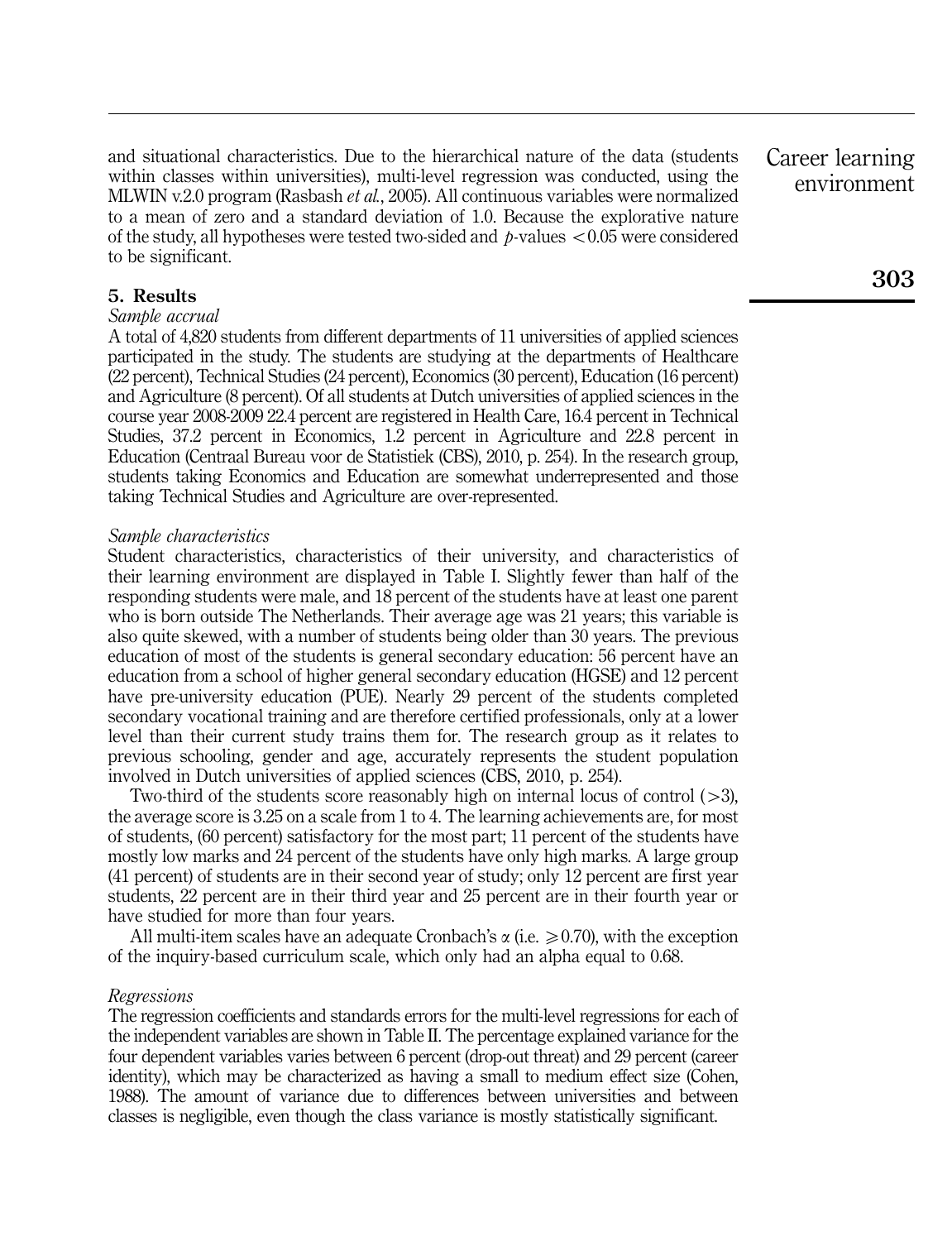and situational characteristics. Due to the hierarchical nature of the data (students within classes within universities), multi-level regression was conducted, using the MLWIN v.2.0 program (Rasbash *et al.*, 2005). All continuous variables were normalized to a mean of zero and a standard deviation of 1.0. Because the explorative nature of the study, all hypotheses were tested two-sided and $p$-values $<0.05$ were considered to be significant.

## 5. Results

*Sample accrual*

A total of 4,820 students from different departments of 11 universities of applied sciences participated in the study. The students are studying at the departments of Healthcare (22 percent), Technical Studies (24 percent), Economics (30 percent), Education (16 percent) and Agriculture (8 percent). Of all students at Dutch universities of applied sciences in the course year 2008-2009 22.4 percent are registered in Health Care, 16.4 percent in Technical Studies, 37.2 percent in Economics, 1.2 percent in Agriculture and 22.8 percent in Education (Centraal Bureau voor de Statistiek (CBS), 2010, p. 254). In the research group, students taking Economics and Education are somewhat underrepresented and those taking Technical Studies and Agriculture are over-represented.

*Sample characteristics*

Student characteristics, characteristics of their university, and characteristics of their learning environment are displayed in Table I. Slightly fewer than half of the responding students were male, and 18 percent of the students have at least one parent who is born outside The Netherlands. Their average age was 21 years; this variable is also quite skewed, with a number of students being older than 30 years. The previous education of most of the students is general secondary education: 56 percent have an education from a school of higher general secondary education (HGSE) and 12 percent have pre-university education (PUE). Nearly 29 percent of the students completed secondary vocational training and are therefore certified professionals, only at a lower level than their current study trains them for. The research group as it relates to previous schooling, gender and age, accurately represents the student population involved in Dutch universities of applied sciences (CBS, 2010, p. 254).

Two-third of the students score reasonably high on internal locus of control ($>3$), the average score is 3.25 on a scale from 1 to 4. The learning achievements are, for most of students, (60 percent) satisfactory for the most part; 11 percent of the students have mostly low marks and 24 percent of the students have only high marks. A large group (41 percent) of students are in their second year of study; only 12 percent are first year students, 22 percent are in their third year and 25 percent are in their fourth year or have studied for more than four years.

All multi-item scales have an adequate Cronbach's $\alpha$ (i.e. $\geqslant 0.70$), with the exception of the inquiry-based curriculum scale, which only had an alpha equal to 0.68.

*Regressions*

The regression coefficients and standards errors for the multi-level regressions for each of the independent variables are shown in Table II. The percentage explained variance for the four dependent variables varies between 6 percent (drop-out threat) and 29 percent (career identity), which may be characterized as having a small to medium effect size (Cohen, 1988). The amount of variance due to differences between universities and between classes is negligible, even though the class variance is mostly statistically significant.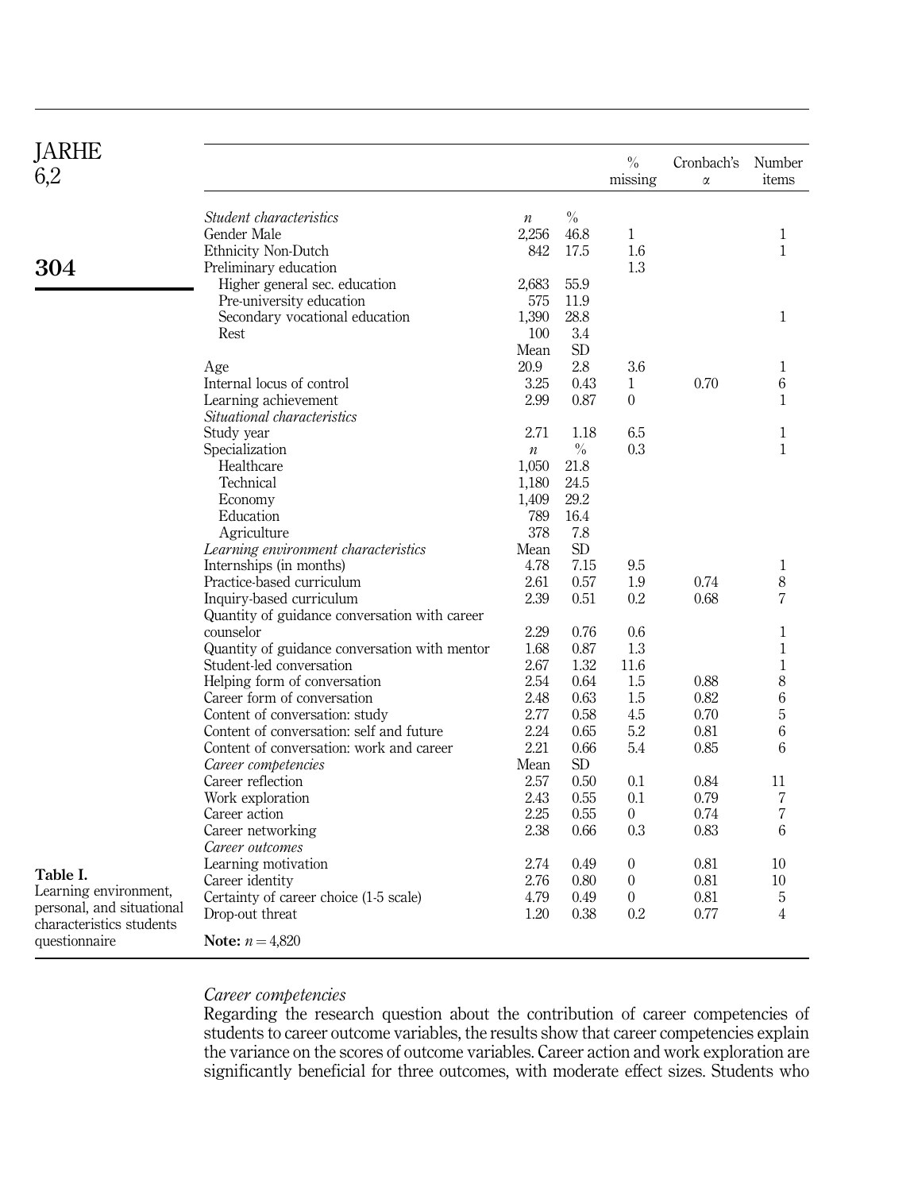| | | | % missing | Cronbach's α | Number items |
|---|---|---|---|---|---|
| *Student characteristics* | *n* | % | | | |
| Gender Male | 2,256 | 46.8 | 1 | | 1 |
| Ethnicity Non-Dutch | 842 | 17.5 | 1.6 | | 1 |
| Preliminary education | | | 1.3 | | |
| Higher general sec. education | 2,683 | 55.9 | | | |
| Pre-university education | 575 | 11.9 | | | |
| Secondary vocational education | 1,390 | 28.8 | | | 1 |
| Rest | 100 | 3.4 | | | |
| | Mean | SD | | | |
| Age | 20.9 | 2.8 | 3.6 | | 1 |
| Internal locus of control | 3.25 | 0.43 | 1 | 0.70 | 6 |
| Learning achievement | 2.99 | 0.87 | 0 | | 1 |
| *Situational characteristics* | | | | | |
| Study year | 2.71 | 1.18 | 6.5 | | 1 |
| Specialization | *n* | % | 0.3 | | 1 |
| Healthcare | 1,050 | 21.8 | | | |
| Technical | 1,180 | 24.5 | | | |
| Economy | 1,409 | 29.2 | | | |
| Education | 789 | 16.4 | | | |
| Agriculture | 378 | 7.8 | | | |
| *Learning environment characteristics* | Mean | SD | | | |
| Internships (in months) | 4.78 | 7.15 | 9.5 | | 1 |
| Practice-based curriculum | 2.61 | 0.57 | 1.9 | 0.74 | 8 |
| Inquiry-based curriculum | 2.39 | 0.51 | 0.2 | 0.68 | 7 |
| Quantity of guidance conversation with career counselor | 2.29 | 0.76 | 0.6 | | 1 |
| Quantity of guidance conversation with mentor | 1.68 | 0.87 | 1.3 | | 1 |
| Student-led conversation | 2.67 | 1.32 | 11.6 | | 1 |
| Helping form of conversation | 2.54 | 0.64 | 1.5 | 0.88 | 8 |
| Career form of conversation | 2.48 | 0.63 | 1.5 | 0.82 | 6 |
| Content of conversation: study | 2.77 | 0.58 | 4.5 | 0.70 | 5 |
| Content of conversation: self and future | 2.24 | 0.65 | 5.2 | 0.81 | 6 |
| Content of conversation: work and career | 2.21 | 0.66 | 5.4 | 0.85 | 6 |
| *Career competencies* | Mean | SD | | | |
| Career reflection | 2.57 | 0.50 | 0.1 | 0.84 | 11 |
| Work exploration | 2.43 | 0.55 | 0.1 | 0.79 | 7 |
| Career action | 2.25 | 0.55 | 0 | 0.74 | 7 |
| Career networking | 2.38 | 0.66 | 0.3 | 0.83 | 6 |
| *Career outcomes* | | | | | |
| Learning motivation | 2.74 | 0.49 | 0 | 0.81 | 10 |
| Career identity | 2.76 | 0.80 | 0 | 0.81 | 10 |
| Certainty of career choice (1-5 scale) | 4.79 | 0.49 | 0 | 0.81 | 5 |
| Drop-out threat | 1.20 | 0.38 | 0.2 | 0.77 | 4 |

**Note:** $n = 4{,}820$

**Table I.** Learning environment, personal, and situational characteristics students questionnaire

*Career competencies*

Regarding the research question about the contribution of career competencies of students to career outcome variables, the results show that career competencies explain the variance on the scores of outcome variables. Career action and work exploration are significantly beneficial for three outcomes, with moderate effect sizes. Students who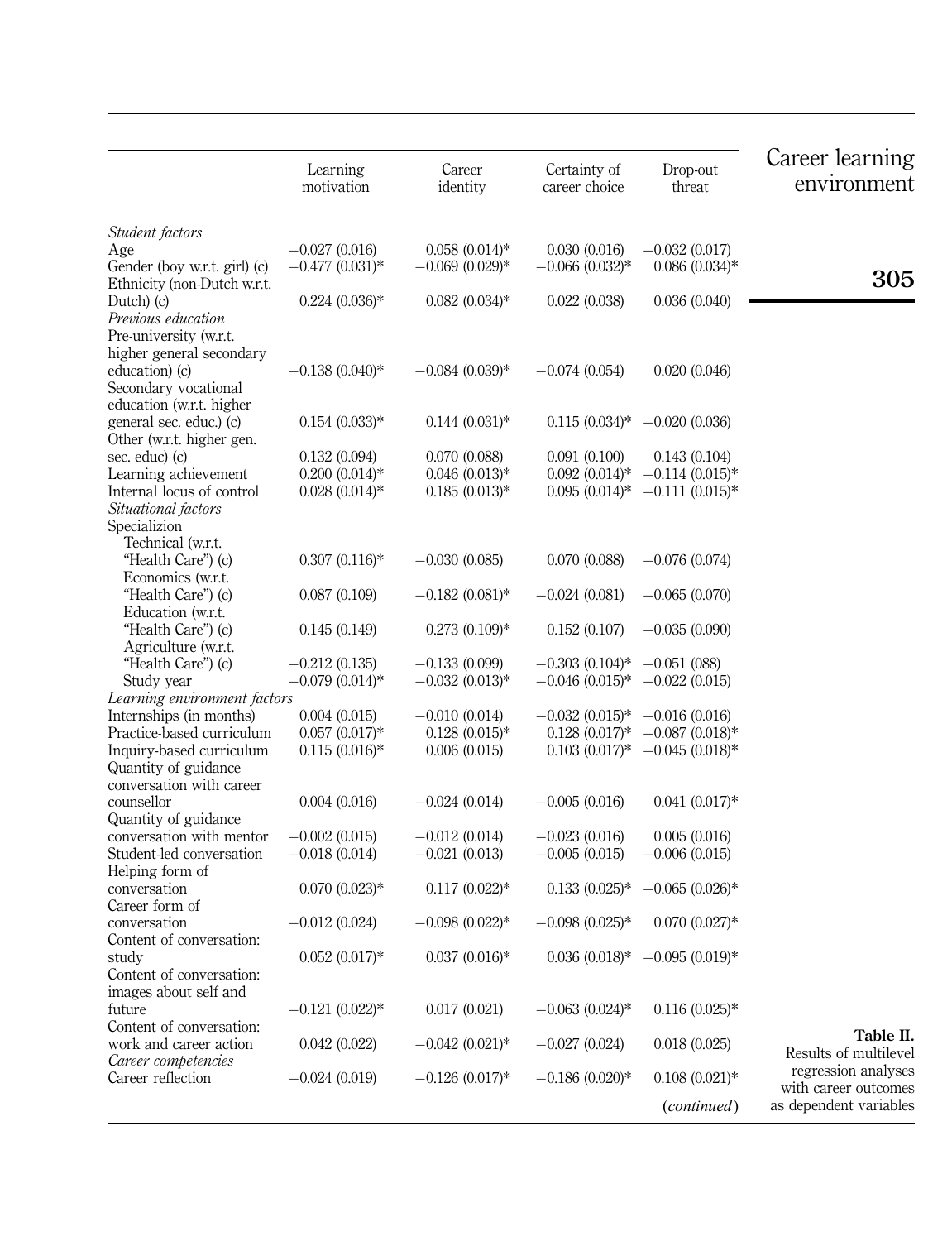**Table II.** Results of multilevel regression analyses with career outcomes as dependent variables

| | Learning motivation | Career identity | Certainty of career choice | Drop-out threat |
|---|---|---|---|---|
| *Student factors* | | | | |
| Age | −0.027 (0.016) | 0.058 (0.014)* | 0.030 (0.016) | −0.032 (0.017) |
| Gender (boy w.r.t. girl) (c) | −0.477 (0.031)* | −0.069 (0.029)* | −0.066 (0.032)* | 0.086 (0.034)* |
| Ethnicity (non-Dutch w.r.t. Dutch) (c) | 0.224 (0.036)* | 0.082 (0.034)* | 0.022 (0.038) | 0.036 (0.040) |
| *Previous education* | | | | |
| Pre-university (w.r.t. higher general secondary education) (c) | −0.138 (0.040)* | −0.084 (0.039)* | −0.074 (0.054) | 0.020 (0.046) |
| Secondary vocational education (w.r.t. higher general sec. educ.) (c) | 0.154 (0.033)* | 0.144 (0.031)* | 0.115 (0.034)* | −0.020 (0.036) |
| Other (w.r.t. higher gen. sec. educ) (c) | 0.132 (0.094) | 0.070 (0.088) | 0.091 (0.100) | 0.143 (0.104) |
| Learning achievement | 0.200 (0.014)* | 0.046 (0.013)* | 0.092 (0.014)* | −0.114 (0.015)* |
| Internal locus of control | 0.028 (0.014)* | 0.185 (0.013)* | 0.095 (0.014)* | −0.111 (0.015)* |
| *Situational factors* | | | | |
| Specializion | | | | |
| Technical (w.r.t. "Health Care") (c) | 0.307 (0.116)* | −0.030 (0.085) | 0.070 (0.088) | −0.076 (0.074) |
| Economics (w.r.t. "Health Care") (c) | 0.087 (0.109) | −0.182 (0.081)* | −0.024 (0.081) | −0.065 (0.070) |
| Education (w.r.t. "Health Care") (c) | 0.145 (0.149) | 0.273 (0.109)* | 0.152 (0.107) | −0.035 (0.090) |
| Agriculture (w.r.t. "Health Care") (c) | −0.212 (0.135) | −0.133 (0.099) | −0.303 (0.104)* | −0.051 (088) |
| Study year | −0.079 (0.014)* | −0.032 (0.013)* | −0.046 (0.015)* | −0.022 (0.015) |
| *Learning environment factors* | | | | |
| Internships (in months) | 0.004 (0.015) | −0.010 (0.014) | −0.032 (0.015)* | −0.016 (0.016) |
| Practice-based curriculum | 0.057 (0.017)* | 0.128 (0.015)* | 0.128 (0.017)* | −0.087 (0.018)* |
| Inquiry-based curriculum | 0.115 (0.016)* | 0.006 (0.015) | 0.103 (0.017)* | −0.045 (0.018)* |
| Quantity of guidance conversation with career counsellor | 0.004 (0.016) | −0.024 (0.014) | −0.005 (0.016) | 0.041 (0.017)* |
| Quantity of guidance conversation with mentor | −0.002 (0.015) | −0.012 (0.014) | −0.023 (0.016) | 0.005 (0.016) |
| Student-led conversation | −0.018 (0.014) | −0.021 (0.013) | −0.005 (0.015) | −0.006 (0.015) |
| Helping form of conversation | 0.070 (0.023)* | 0.117 (0.022)* | 0.133 (0.025)* | −0.065 (0.026)* |
| Career form of conversation | −0.012 (0.024) | −0.098 (0.022)* | −0.098 (0.025)* | 0.070 (0.027)* |
| Content of conversation: study | 0.052 (0.017)* | 0.037 (0.016)* | 0.036 (0.018)* | −0.095 (0.019)* |
| Content of conversation: images about self and future | −0.121 (0.022)* | 0.017 (0.021) | −0.063 (0.024)* | 0.116 (0.025)* |
| Content of conversation: work and career action | 0.042 (0.022) | −0.042 (0.021)* | −0.027 (0.024) | 0.018 (0.025) |
| *Career competencies* | | | | |
| Career reflection | −0.024 (0.019) | −0.126 (0.017)* | −0.186 (0.020)* | 0.108 (0.021)* |

(*continued*)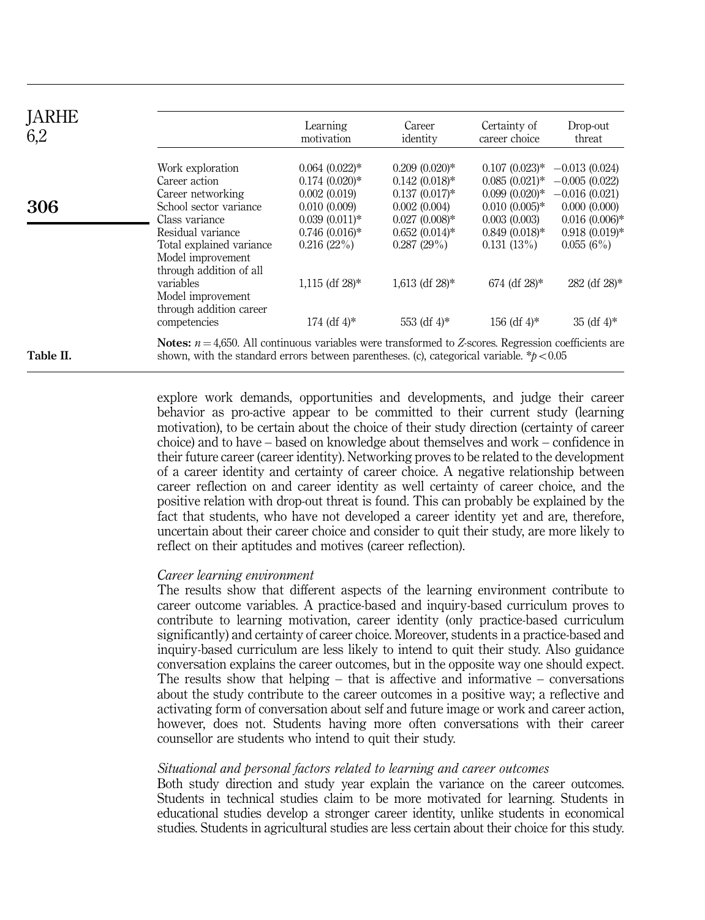| | Learning motivation | Career identity | Certainty of career choice | Drop-out threat |
|---|---|---|---|---|
| Work exploration | 0.064 (0.022)* | 0.209 (0.020)* | 0.107 (0.023)* | −0.013 (0.024) |
| Career action | 0.174 (0.020)* | 0.142 (0.018)* | 0.085 (0.021)* | −0.005 (0.022) |
| Career networking | 0.002 (0.019) | 0.137 (0.017)* | 0.099 (0.020)* | −0.016 (0.021) |
| School sector variance | 0.010 (0.009) | 0.002 (0.004) | 0.010 (0.005)* | 0.000 (0.000) |
| Class variance | 0.039 (0.011)* | 0.027 (0.008)* | 0.003 (0.003) | 0.016 (0.006)* |
| Residual variance | 0.746 (0.016)* | 0.652 (0.014)* | 0.849 (0.018)* | 0.918 (0.019)* |
| Total explained variance | 0.216 (22%) | 0.287 (29%) | 0.131 (13%) | 0.055 (6%) |
| Model improvement through addition of all variables | 1,115 (df 28)* | 1,613 (df 28)* | 674 (df 28)* | 282 (df 28)* |
| Model improvement through addition career competencies | 174 (df 4)* | 553 (df 4)* | 156 (df 4)* | 35 (df 4)* |

**Notes:** $n = 4{,}650$. All continuous variables were transformed to $Z$-scores. Regression coefficients are shown, with the standard errors between parentheses. (c), categorical variable. $*p < 0.05$

Table II.

explore work demands, opportunities and developments, and judge their career behavior as pro-active appear to be committed to their current study (learning motivation), to be certain about the choice of their study direction (certainty of career choice) and to have – based on knowledge about themselves and work – confidence in their future career (career identity). Networking proves to be related to the development of a career identity and certainty of career choice. A negative relationship between career reflection on and career identity as well certainty of career choice, and the positive relation with drop-out threat is found. This can probably be explained by the fact that students, who have not developed a career identity yet and are, therefore, uncertain about their career choice and consider to quit their study, are more likely to reflect on their aptitudes and motives (career reflection).

### *Career learning environment*

The results show that different aspects of the learning environment contribute to career outcome variables. A practice-based and inquiry-based curriculum proves to contribute to learning motivation, career identity (only practice-based curriculum significantly) and certainty of career choice. Moreover, students in a practice-based and inquiry-based curriculum are less likely to intend to quit their study. Also guidance conversation explains the career outcomes, but in the opposite way one should expect. The results show that helping – that is affective and informative – conversations about the study contribute to the career outcomes in a positive way; a reflective and activating form of conversation about self and future image or work and career action, however, does not. Students having more often conversations with their career counsellor are students who intend to quit their study.

### *Situational and personal factors related to learning and career outcomes*

Both study direction and study year explain the variance on the career outcomes. Students in technical studies claim to be more motivated for learning. Students in educational studies develop a stronger career identity, unlike students in economical studies. Students in agricultural studies are less certain about their choice for this study.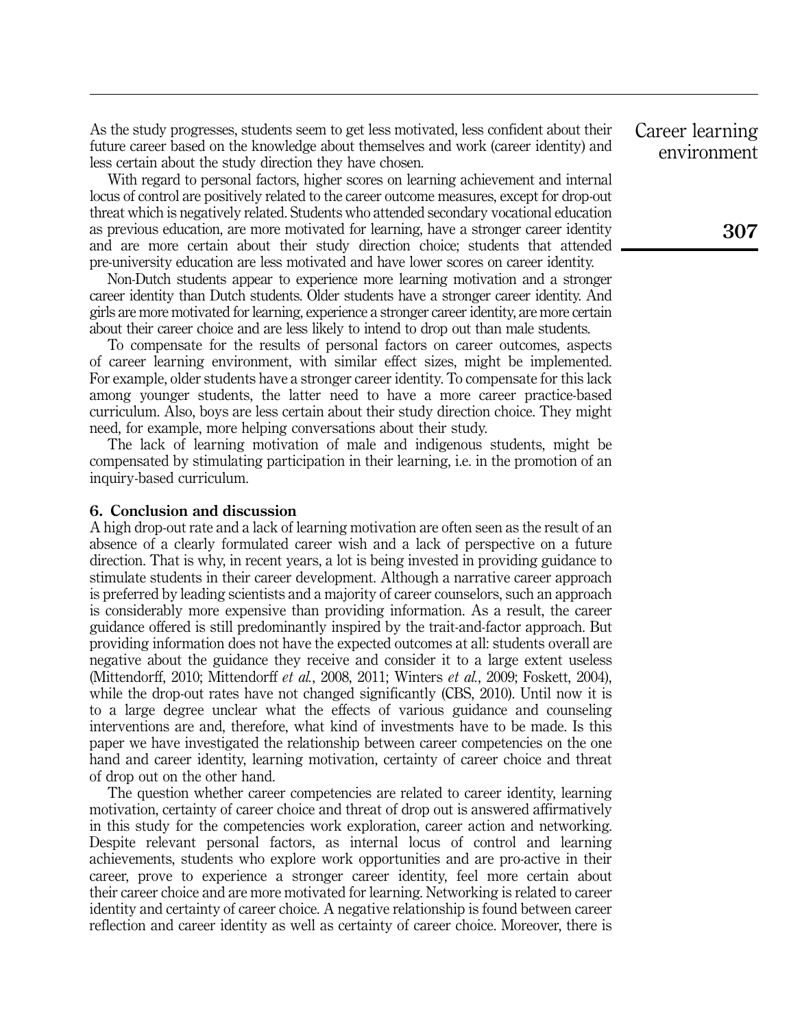As the study progresses, students seem to get less motivated, less confident about their future career based on the knowledge about themselves and work (career identity) and less certain about the study direction they have chosen.

With regard to personal factors, higher scores on learning achievement and internal locus of control are positively related to the career outcome measures, except for drop-out threat which is negatively related. Students who attended secondary vocational education as previous education, are more motivated for learning, have a stronger career identity and are more certain about their study direction choice; students that attended pre-university education are less motivated and have lower scores on career identity.

Non-Dutch students appear to experience more learning motivation and a stronger career identity than Dutch students. Older students have a stronger career identity. And girls are more motivated for learning, experience a stronger career identity, are more certain about their career choice and are less likely to intend to drop out than male students.

To compensate for the results of personal factors on career outcomes, aspects of career learning environment, with similar effect sizes, might be implemented. For example, older students have a stronger career identity. To compensate for this lack among younger students, the latter need to have a more career practice-based curriculum. Also, boys are less certain about their study direction choice. They might need, for example, more helping conversations about their study.

The lack of learning motivation of male and indigenous students, might be compensated by stimulating participation in their learning, i.e. in the promotion of an inquiry-based curriculum.

## 6. Conclusion and discussion

A high drop-out rate and a lack of learning motivation are often seen as the result of an absence of a clearly formulated career wish and a lack of perspective on a future direction. That is why, in recent years, a lot is being invested in providing guidance to stimulate students in their career development. Although a narrative career approach is preferred by leading scientists and a majority of career counselors, such an approach is considerably more expensive than providing information. As a result, the career guidance offered is still predominantly inspired by the trait-and-factor approach. But providing information does not have the expected outcomes at all: students overall are negative about the guidance they receive and consider it to a large extent useless (Mittendorff, 2010; Mittendorff *et al.*, 2008, 2011; Winters *et al.*, 2009; Foskett, 2004), while the drop-out rates have not changed significantly (CBS, 2010). Until now it is to a large degree unclear what the effects of various guidance and counseling interventions are and, therefore, what kind of investments have to be made. Is this paper we have investigated the relationship between career competencies on the one hand and career identity, learning motivation, certainty of career choice and threat of drop out on the other hand.

The question whether career competencies are related to career identity, learning motivation, certainty of career choice and threat of drop out is answered affirmatively in this study for the competencies work exploration, career action and networking. Despite relevant personal factors, as internal locus of control and learning achievements, students who explore work opportunities and are pro-active in their career, prove to experience a stronger career identity, feel more certain about their career choice and are more motivated for learning. Networking is related to career identity and certainty of career choice. A negative relationship is found between career reflection and career identity as well as certainty of career choice. Moreover, there is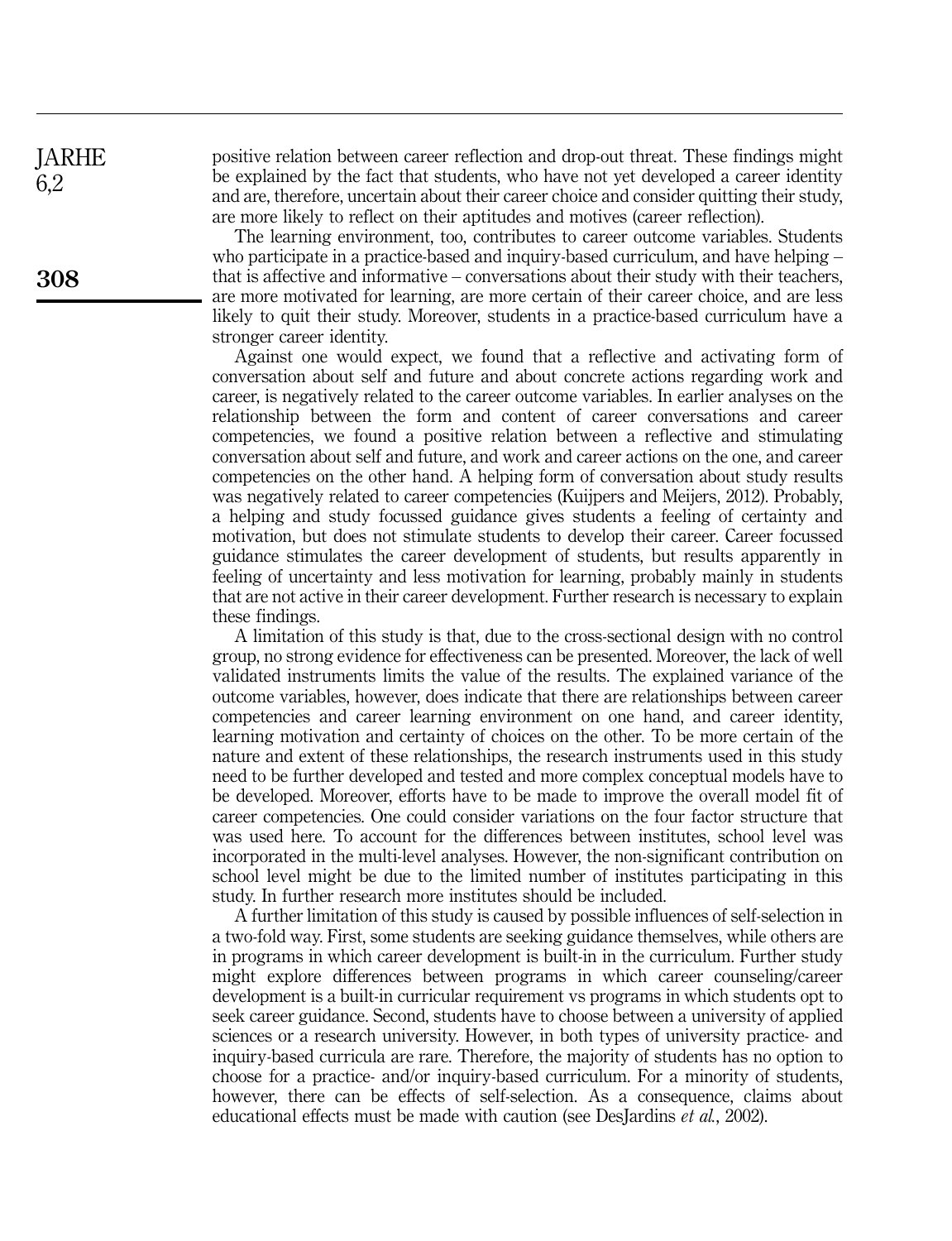positive relation between career reflection and drop-out threat. These findings might be explained by the fact that students, who have not yet developed a career identity and are, therefore, uncertain about their career choice and consider quitting their study, are more likely to reflect on their aptitudes and motives (career reflection).

The learning environment, too, contributes to career outcome variables. Students who participate in a practice-based and inquiry-based curriculum, and have helping – that is affective and informative – conversations about their study with their teachers, are more motivated for learning, are more certain of their career choice, and are less likely to quit their study. Moreover, students in a practice-based curriculum have a stronger career identity.

Against one would expect, we found that a reflective and activating form of conversation about self and future and about concrete actions regarding work and career, is negatively related to the career outcome variables. In earlier analyses on the relationship between the form and content of career conversations and career competencies, we found a positive relation between a reflective and stimulating conversation about self and future, and work and career actions on the one, and career competencies on the other hand. A helping form of conversation about study results was negatively related to career competencies (Kuijpers and Meijers, 2012). Probably, a helping and study focussed guidance gives students a feeling of certainty and motivation, but does not stimulate students to develop their career. Career focussed guidance stimulates the career development of students, but results apparently in feeling of uncertainty and less motivation for learning, probably mainly in students that are not active in their career development. Further research is necessary to explain these findings.

A limitation of this study is that, due to the cross-sectional design with no control group, no strong evidence for effectiveness can be presented. Moreover, the lack of well validated instruments limits the value of the results. The explained variance of the outcome variables, however, does indicate that there are relationships between career competencies and career learning environment on one hand, and career identity, learning motivation and certainty of choices on the other. To be more certain of the nature and extent of these relationships, the research instruments used in this study need to be further developed and tested and more complex conceptual models have to be developed. Moreover, efforts have to be made to improve the overall model fit of career competencies. One could consider variations on the four factor structure that was used here. To account for the differences between institutes, school level was incorporated in the multi-level analyses. However, the non-significant contribution on school level might be due to the limited number of institutes participating in this study. In further research more institutes should be included.

A further limitation of this study is caused by possible influences of self-selection in a two-fold way. First, some students are seeking guidance themselves, while others are in programs in which career development is built-in in the curriculum. Further study might explore differences between programs in which career counseling/career development is a built-in curricular requirement vs programs in which students opt to seek career guidance. Second, students have to choose between a university of applied sciences or a research university. However, in both types of university practice- and inquiry-based curricula are rare. Therefore, the majority of students has no option to choose for a practice- and/or inquiry-based curriculum. For a minority of students, however, there can be effects of self-selection. As a consequence, claims about educational effects must be made with caution (see DesJardins *et al.*, 2002).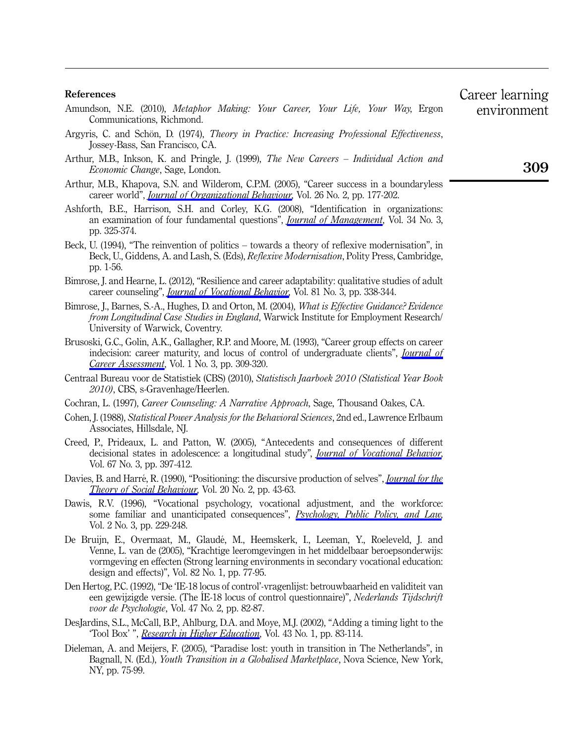**References**

Amundson, N.E. (2010), *Metaphor Making: Your Career, Your Life, Your Way*, Ergon Communications, Richmond.

Argyris, C. and Schön, D. (1974), *Theory in Practice: Increasing Professional Effectiveness*, Jossey-Bass, San Francisco, CA.

Arthur, M.B., Inkson, K. and Pringle, J. (1999), *The New Careers – Individual Action and Economic Change*, Sage, London.

Arthur, M.B., Khapova, S.N. and Wilderom, C.P.M. (2005), "Career success in a boundaryless career world", *Journal of Organizational Behaviour*, Vol. 26 No. 2, pp. 177-202.

Ashforth, B.E., Harrison, S.H. and Corley, K.G. (2008), "Identification in organizations: an examination of four fundamental questions", *Journal of Management*, Vol. 34 No. 3, pp. 325-374.

Beck, U. (1994), "The reinvention of politics – towards a theory of reflexive modernisation", in Beck, U., Giddens, A. and Lash, S. (Eds), *Reflexive Modernisation*, Polity Press, Cambridge, pp. 1-56.

Bimrose, J. and Hearne, L. (2012), "Resilience and career adaptability: qualitative studies of adult career counseling", *Journal of Vocational Behavior*, Vol. 81 No. 3, pp. 338-344.

Bimrose, J., Barnes, S.-A., Hughes, D. and Orton, M. (2004), *What is Effective Guidance? Evidence from Longitudinal Case Studies in England*, Warwick Institute for Employment Research/ University of Warwick, Coventry.

Brusoski, G.C., Golin, A.K., Gallagher, R.P. and Moore, M. (1993), "Career group effects on career indecision: career maturity, and locus of control of undergraduate clients", *Journal of Career Assessment*, Vol. 1 No. 3, pp. 309-320.

Centraal Bureau voor de Statistiek (CBS) (2010), *Statistisch Jaarboek 2010 (Statistical Year Book 2010)*, CBS, s-Gravenhage/Heerlen.

Cochran, L. (1997), *Career Counseling: A Narrative Approach*, Sage, Thousand Oakes, CA.

Cohen, J. (1988), *Statistical Power Analysis for the Behavioral Sciences*, 2nd ed., Lawrence Erlbaum Associates, Hillsdale, NJ.

Creed, P., Prideaux, L. and Patton, W. (2005), "Antecedents and consequences of different decisional states in adolescence: a longitudinal study", *Journal of Vocational Behavior*, Vol. 67 No. 3, pp. 397-412.

Davies, B. and Harré, R. (1990), "Positioning: the discursive production of selves", *Journal for the Theory of Social Behaviour*, Vol. 20 No. 2, pp. 43-63.

Dawis, R.V. (1996), "Vocational psychology, vocational adjustment, and the workforce: some familiar and unanticipated consequences", *Psychology, Public Policy, and Law*, Vol. 2 No. 3, pp. 229-248.

De Bruijn, E., Overmaat, M., Glaudé, M., Heemskerk, I., Leeman, Y., Roeleveld, J. and Venne, L. van de (2005), "Krachtige leeromgevingen in het middelbaar beroepsonderwijs: vormgeving en effecten (Strong learning environments in secondary vocational education: design and effects)", Vol. 82 No. 1, pp. 77-95.

Den Hertog, P.C. (1992), "De 'IE-18 locus of control'-vragenlijst: betrouwbaarheid en validiteit van een gewijzigde versie. (The ÍE-18 locus of control questionnaire)", *Nederlands Tijdschrift voor de Psychologie*, Vol. 47 No. 2, pp. 82-87.

DesJardins, S.L., McCall, B.P., Ahlburg, D.A. and Moye, M.J. (2002), "Adding a timing light to the 'Tool Box' ", *Research in Higher Education*, Vol. 43 No. 1, pp. 83-114.

Dieleman, A. and Meijers, F. (2005), "Paradise lost: youth in transition in The Netherlands", in Bagnall, N. (Ed.), *Youth Transition in a Globalised Marketplace*, Nova Science, New York, NY, pp. 75-99.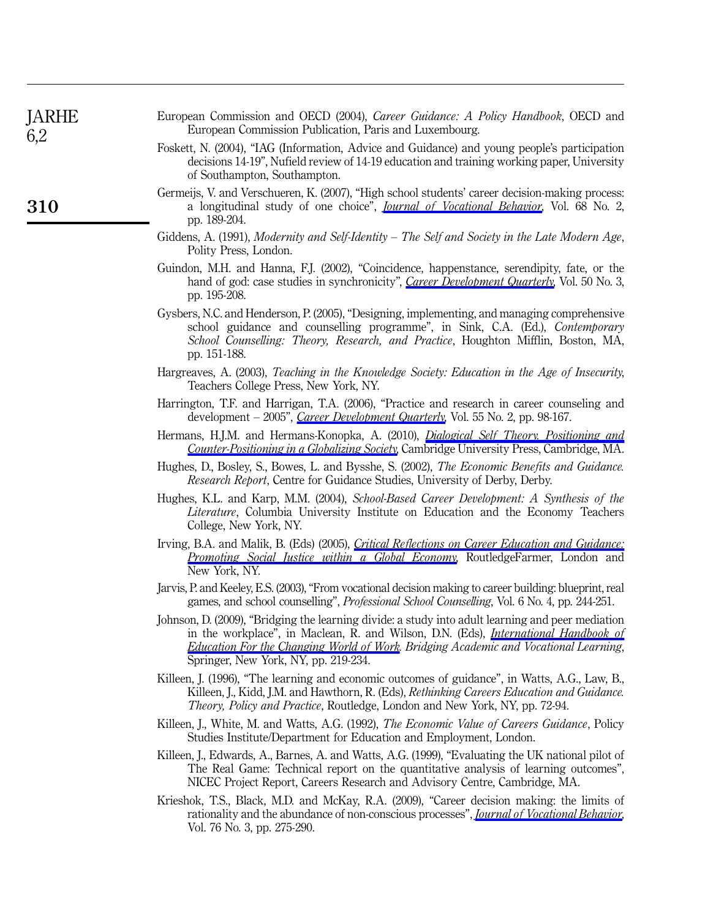European Commission and OECD (2004), *Career Guidance: A Policy Handbook*, OECD and European Commission Publication, Paris and Luxembourg.

Foskett, N. (2004), "IAG (Information, Advice and Guidance) and young people's participation decisions 14-19", Nufield review of 14-19 education and training working paper, University of Southampton, Southampton.

Germeijs, V. and Verschueren, K. (2007), "High school students' career decision-making process: a longitudinal study of one choice", *Journal of Vocational Behavior*, Vol. 68 No. 2, pp. 189-204.

Giddens, A. (1991), *Modernity and Self-Identity – The Self and Society in the Late Modern Age*, Polity Press, London.

Guindon, M.H. and Hanna, F.J. (2002), "Coincidence, happenstance, serendipity, fate, or the hand of god: case studies in synchronicity", *Career Development Quarterly*, Vol. 50 No. 3, pp. 195-208.

Gysbers, N.C. and Henderson, P. (2005), "Designing, implementing, and managing comprehensive school guidance and counselling programme", in Sink, C.A. (Ed.), *Contemporary School Counselling: Theory, Research, and Practice*, Houghton Mifflin, Boston, MA, pp. 151-188.

Hargreaves, A. (2003), *Teaching in the Knowledge Society: Education in the Age of Insecurity*, Teachers College Press, New York, NY.

Harrington, T.F. and Harrigan, T.A. (2006), "Practice and research in career counseling and development – 2005", *Career Development Quarterly*, Vol. 55 No. 2, pp. 98-167.

Hermans, H.J.M. and Hermans-Konopka, A. (2010), *Dialogical Self Theory. Positioning and Counter-Positioning in a Globalizing Society*, Cambridge University Press, Cambridge, MA.

Hughes, D., Bosley, S., Bowes, L. and Bysshe, S. (2002), *The Economic Benefits and Guidance. Research Report*, Centre for Guidance Studies, University of Derby, Derby.

Hughes, K.L. and Karp, M.M. (2004), *School-Based Career Development: A Synthesis of the Literature*, Columbia University Institute on Education and the Economy Teachers College, New York, NY.

Irving, B.A. and Malik, B. (Eds) (2005), *Critical Reflections on Career Education and Guidance: Promoting Social Justice within a Global Economy*, RoutledgeFarmer, London and New York, NY.

Jarvis, P. and Keeley, E.S. (2003), "From vocational decision making to career building: blueprint, real games, and school counselling", *Professional School Counselling*, Vol. 6 No. 4, pp. 244-251.

Johnson, D. (2009), "Bridging the learning divide: a study into adult learning and peer mediation in the workplace", in Maclean, R. and Wilson, D.N. (Eds), *International Handbook of Education For the Changing World of Work. Bridging Academic and Vocational Learning*, Springer, New York, NY, pp. 219-234.

Killeen, J. (1996), "The learning and economic outcomes of guidance", in Watts, A.G., Law, B., Killeen, J., Kidd, J.M. and Hawthorn, R. (Eds), *Rethinking Careers Education and Guidance. Theory, Policy and Practice*, Routledge, London and New York, NY, pp. 72-94.

Killeen, J., White, M. and Watts, A.G. (1992), *The Economic Value of Careers Guidance*, Policy Studies Institute/Department for Education and Employment, London.

Killeen, J., Edwards, A., Barnes, A. and Watts, A.G. (1999), "Evaluating the UK national pilot of The Real Game: Technical report on the quantitative analysis of learning outcomes", NICEC Project Report, Careers Research and Advisory Centre, Cambridge, MA.

Krieshok, T.S., Black, M.D. and McKay, R.A. (2009), "Career decision making: the limits of rationality and the abundance of non-conscious processes", *Journal of Vocational Behavior*, Vol. 76 No. 3, pp. 275-290.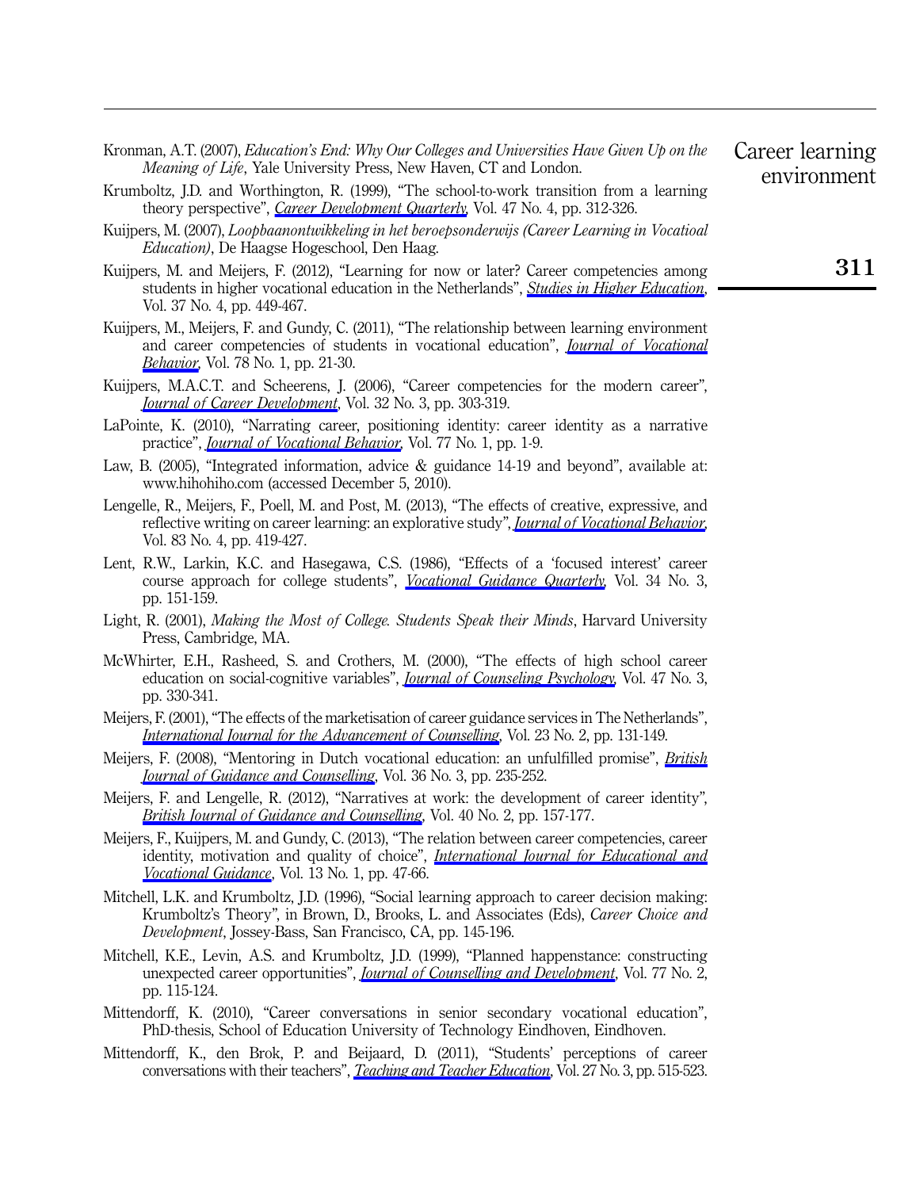Kronman, A.T. (2007), *Education's End: Why Our Colleges and Universities Have Given Up on the Meaning of Life*, Yale University Press, New Haven, CT and London.

Krumboltz, J.D. and Worthington, R. (1999), "The school-to-work transition from a learning theory perspective", *Career Development Quarterly*, Vol. 47 No. 4, pp. 312-326.

Kuijpers, M. (2007), *Loopbaanontwikkeling in het beroepsonderwijs (Career Learning in Vocatioal Education)*, De Haagse Hogeschool, Den Haag.

Kuijpers, M. and Meijers, F. (2012), "Learning for now or later? Career competencies among students in higher vocational education in the Netherlands", *Studies in Higher Education*, Vol. 37 No. 4, pp. 449-467.

Kuijpers, M., Meijers, F. and Gundy, C. (2011), "The relationship between learning environment and career competencies of students in vocational education", *Journal of Vocational Behavior*, Vol. 78 No. 1, pp. 21-30.

Kuijpers, M.A.C.T. and Scheerens, J. (2006), "Career competencies for the modern career", *Journal of Career Development*, Vol. 32 No. 3, pp. 303-319.

LaPointe, K. (2010), "Narrating career, positioning identity: career identity as a narrative practice", *Journal of Vocational Behavior*, Vol. 77 No. 1, pp. 1-9.

Law, B. (2005), "Integrated information, advice & guidance 14-19 and beyond", available at: www.hihohiho.com (accessed December 5, 2010).

Lengelle, R., Meijers, F., Poell, M. and Post, M. (2013), "The effects of creative, expressive, and reflective writing on career learning: an explorative study", *Journal of Vocational Behavior*, Vol. 83 No. 4, pp. 419-427.

Lent, R.W., Larkin, K.C. and Hasegawa, C.S. (1986), "Effects of a 'focused interest' career course approach for college students", *Vocational Guidance Quarterly*, Vol. 34 No. 3, pp. 151-159.

Light, R. (2001), *Making the Most of College. Students Speak their Minds*, Harvard University Press, Cambridge, MA.

McWhirter, E.H., Rasheed, S. and Crothers, M. (2000), "The effects of high school career education on social-cognitive variables", *Journal of Counseling Psychology*, Vol. 47 No. 3, pp. 330-341.

Meijers, F. (2001), "The effects of the marketisation of career guidance services in The Netherlands", *International Journal for the Advancement of Counselling*, Vol. 23 No. 2, pp. 131-149.

Meijers, F. (2008), "Mentoring in Dutch vocational education: an unfulfilled promise", *British Journal of Guidance and Counselling*, Vol. 36 No. 3, pp. 235-252.

Meijers, F. and Lengelle, R. (2012), "Narratives at work: the development of career identity", *British Journal of Guidance and Counselling*, Vol. 40 No. 2, pp. 157-177.

Meijers, F., Kuijpers, M. and Gundy, C. (2013), "The relation between career competencies, career identity, motivation and quality of choice", *International Journal for Educational and Vocational Guidance*, Vol. 13 No. 1, pp. 47-66.

Mitchell, L.K. and Krumboltz, J.D. (1996), "Social learning approach to career decision making: Krumboltz's Theory", in Brown, D., Brooks, L. and Associates (Eds), *Career Choice and Development*, Jossey-Bass, San Francisco, CA, pp. 145-196.

Mitchell, K.E., Levin, A.S. and Krumboltz, J.D. (1999), "Planned happenstance: constructing unexpected career opportunities", *Journal of Counselling and Development*, Vol. 77 No. 2, pp. 115-124.

Mittendorff, K. (2010), "Career conversations in senior secondary vocational education", PhD-thesis, School of Education University of Technology Eindhoven, Eindhoven.

Mittendorff, K., den Brok, P. and Beijaard, D. (2011), "Students' perceptions of career conversations with their teachers", *Teaching and Teacher Education*, Vol. 27 No. 3, pp. 515-523.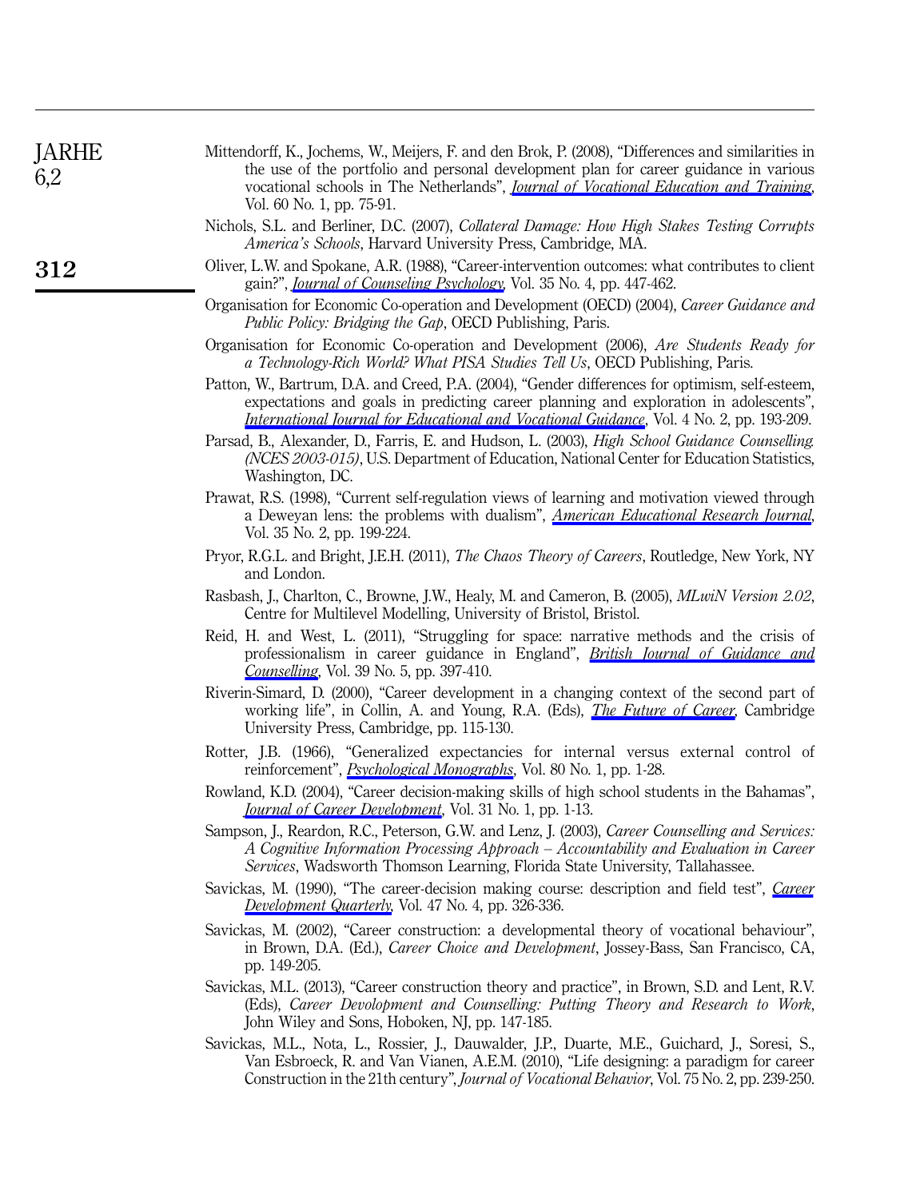Mittendorff, K., Jochems, W., Meijers, F. and den Brok, P. (2008), "Differences and similarities in the use of the portfolio and personal development plan for career guidance in various vocational schools in The Netherlands", *Journal of Vocational Education and Training*, Vol. 60 No. 1, pp. 75-91.

Nichols, S.L. and Berliner, D.C. (2007), *Collateral Damage: How High Stakes Testing Corrupts America's Schools*, Harvard University Press, Cambridge, MA.

Oliver, L.W. and Spokane, A.R. (1988), "Career-intervention outcomes: what contributes to client gain?", *Journal of Counseling Psychology*, Vol. 35 No. 4, pp. 447-462.

Organisation for Economic Co-operation and Development (OECD) (2004), *Career Guidance and Public Policy: Bridging the Gap*, OECD Publishing, Paris.

Organisation for Economic Co-operation and Development (2006), *Are Students Ready for a Technology-Rich World? What PISA Studies Tell Us*, OECD Publishing, Paris.

Patton, W., Bartrum, D.A. and Creed, P.A. (2004), "Gender differences for optimism, self-esteem, expectations and goals in predicting career planning and exploration in adolescents", *International Journal for Educational and Vocational Guidance*, Vol. 4 No. 2, pp. 193-209.

Parsad, B., Alexander, D., Farris, E. and Hudson, L. (2003), *High School Guidance Counselling (NCES 2003-015)*, U.S. Department of Education, National Center for Education Statistics, Washington, DC.

Prawat, R.S. (1998), "Current self-regulation views of learning and motivation viewed through a Deweyan lens: the problems with dualism", *American Educational Research Journal*, Vol. 35 No. 2, pp. 199-224.

Pryor, R.G.L. and Bright, J.E.H. (2011), *The Chaos Theory of Careers*, Routledge, New York, NY and London.

Rasbash, J., Charlton, C., Browne, J.W., Healy, M. and Cameron, B. (2005), *MLwiN Version 2.02*, Centre for Multilevel Modelling, University of Bristol, Bristol.

Reid, H. and West, L. (2011), "Struggling for space: narrative methods and the crisis of professionalism in career guidance in England", *British Journal of Guidance and Counselling*, Vol. 39 No. 5, pp. 397-410.

Riverin-Simard, D. (2000), "Career development in a changing context of the second part of working life", in Collin, A. and Young, R.A. (Eds), *The Future of Career*, Cambridge University Press, Cambridge, pp. 115-130.

Rotter, J.B. (1966), "Generalized expectancies for internal versus external control of reinforcement", *Psychological Monographs*, Vol. 80 No. 1, pp. 1-28.

Rowland, K.D. (2004), "Career decision-making skills of high school students in the Bahamas", *Journal of Career Development*, Vol. 31 No. 1, pp. 1-13.

Sampson, J., Reardon, R.C., Peterson, G.W. and Lenz, J. (2003), *Career Counselling and Services: A Cognitive Information Processing Approach – Accountability and Evaluation in Career Services*, Wadsworth Thomson Learning, Florida State University, Tallahassee.

Savickas, M. (1990), "The career-decision making course: description and field test", *Career Development Quarterly*, Vol. 47 No. 4, pp. 326-336.

Savickas, M. (2002), "Career construction: a developmental theory of vocational behaviour", in Brown, D.A. (Ed.), *Career Choice and Development*, Jossey-Bass, San Francisco, CA, pp. 149-205.

Savickas, M.L. (2013), "Career construction theory and practice", in Brown, S.D. and Lent, R.V. (Eds), *Career Devolopment and Counselling: Putting Theory and Research to Work*, John Wiley and Sons, Hoboken, NJ, pp. 147-185.

Savickas, M.L., Nota, L., Rossier, J., Dauwalder, J.P., Duarte, M.E., Guichard, J., Soresi, S., Van Esbroeck, R. and Van Vianen, A.E.M. (2010), "Life designing: a paradigm for career Construction in the 21th century", *Journal of Vocational Behavior*, Vol. 75 No. 2, pp. 239-250.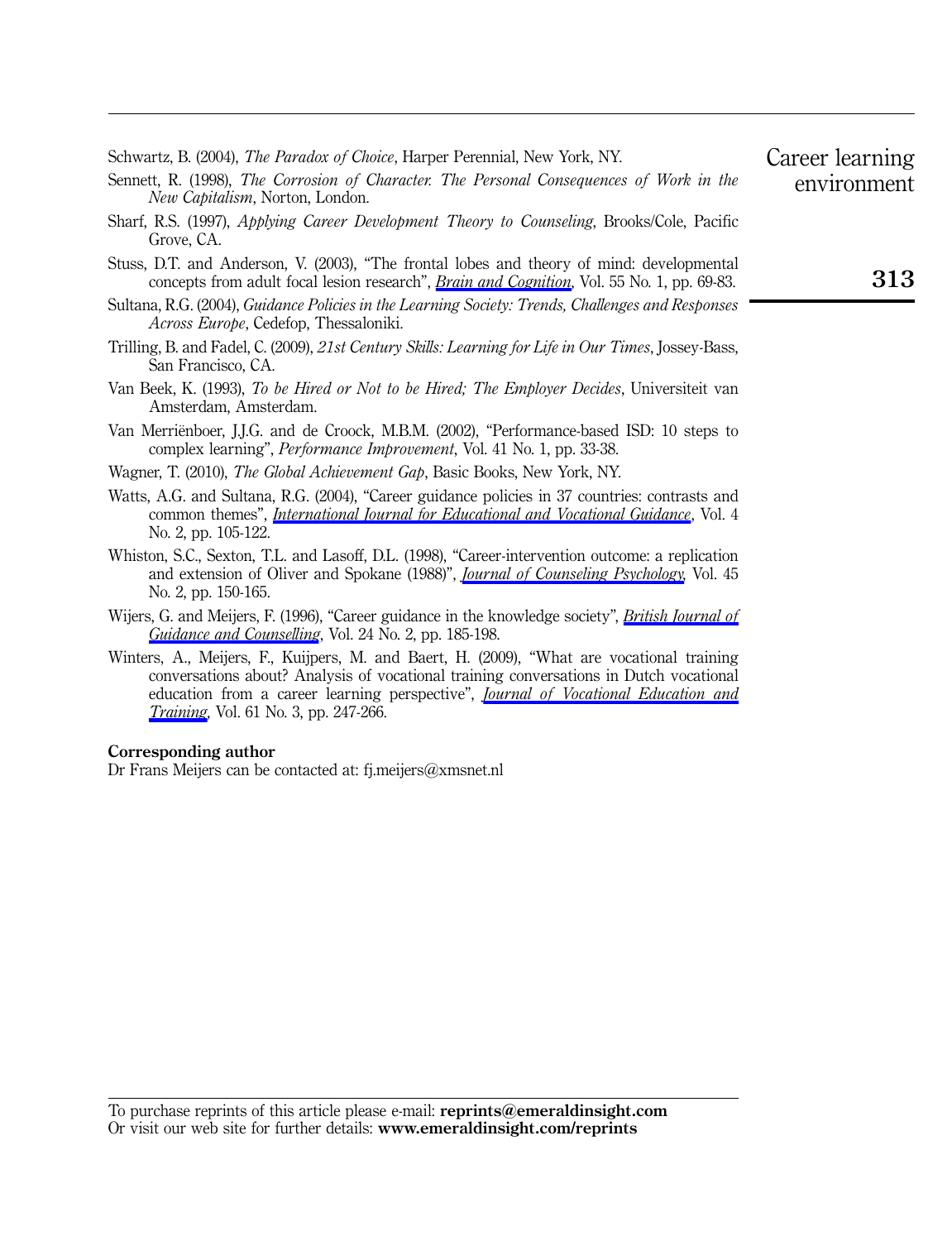Schwartz, B. (2004), *The Paradox of Choice*, Harper Perennial, New York, NY.

Sennett, R. (1998), *The Corrosion of Character. The Personal Consequences of Work in the New Capitalism*, Norton, London.

Sharf, R.S. (1997), *Applying Career Development Theory to Counseling*, Brooks/Cole, Pacific Grove, CA.

Stuss, D.T. and Anderson, V. (2003), "The frontal lobes and theory of mind: developmental concepts from adult focal lesion research", *Brain and Cognition*, Vol. 55 No. 1, pp. 69-83.

Sultana, R.G. (2004), *Guidance Policies in the Learning Society: Trends, Challenges and Responses Across Europe*, Cedefop, Thessaloniki.

Trilling, B. and Fadel, C. (2009), *21st Century Skills: Learning for Life in Our Times*, Jossey-Bass, San Francisco, CA.

Van Beek, K. (1993), *To be Hired or Not to be Hired; The Employer Decides*, Universiteit van Amsterdam, Amsterdam.

Van Merriënboer, J.J.G. and de Croock, M.B.M. (2002), "Performance-based ISD: 10 steps to complex learning", *Performance Improvement*, Vol. 41 No. 1, pp. 33-38.

Wagner, T. (2010), *The Global Achievement Gap*, Basic Books, New York, NY.

Watts, A.G. and Sultana, R.G. (2004), "Career guidance policies in 37 countries: contrasts and common themes", *International Journal for Educational and Vocational Guidance*, Vol. 4 No. 2, pp. 105-122.

Whiston, S.C., Sexton, T.L. and Lasoff, D.L. (1998), "Career-intervention outcome: a replication and extension of Oliver and Spokane (1988)", *Journal of Counseling Psychology*, Vol. 45 No. 2, pp. 150-165.

Wijers, G. and Meijers, F. (1996), "Career guidance in the knowledge society", *British Journal of Guidance and Counselling*, Vol. 24 No. 2, pp. 185-198.

Winters, A., Meijers, F., Kuijpers, M. and Baert, H. (2009), "What are vocational training conversations about? Analysis of vocational training conversations in Dutch vocational education from a career learning perspective", *Journal of Vocational Education and Training*, Vol. 61 No. 3, pp. 247-266.

**Corresponding author**

Dr Frans Meijers can be contacted at: fj.meijers@xmsnet.nl

To purchase reprints of this article please e-mail: **reprints@emeraldinsight.com**
Or visit our web site for further details: **www.emeraldinsight.com/reprints**